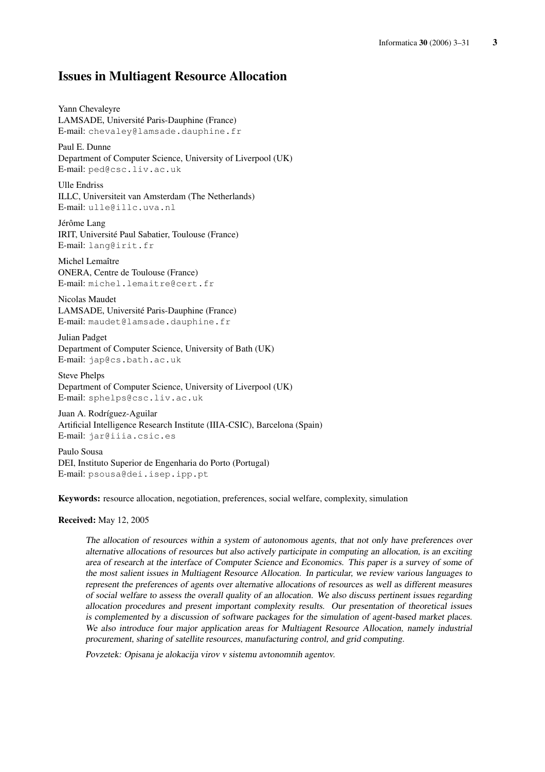# Issues in Multiagent Resource Allocation

Yann Chevaleyre
LAMSADE, Université Paris-Dauphine (France)
E-mail: chevaley@lamsade.dauphine.fr

Paul E. Dunne
Department of Computer Science, University of Liverpool (UK)
E-mail: ped@csc.liv.ac.uk

Ulle Endriss
ILLC, Universiteit van Amsterdam (The Netherlands)
E-mail: ulle@illc.uva.nl

Jérôme Lang
IRIT, Université Paul Sabatier, Toulouse (France)
E-mail: lang@irit.fr

Michel Lemaître
ONERA, Centre de Toulouse (France)
E-mail: michel.lemaitre@cert.fr

Nicolas Maudet
LAMSADE, Université Paris-Dauphine (France)
E-mail: maudet@lamsade.dauphine.fr

Julian Padget
Department of Computer Science, University of Bath (UK)
E-mail: jap@cs.bath.ac.uk

Steve Phelps
Department of Computer Science, University of Liverpool (UK)
E-mail: sphelps@csc.liv.ac.uk

Juan A. Rodríguez-Aguilar
Artificial Intelligence Research Institute (IIIA-CSIC), Barcelona (Spain)
E-mail: jar@iiia.csic.es

Paulo Sousa
DEI, Instituto Superior de Engenharia do Porto (Portugal)
E-mail: psousa@dei.isep.ipp.pt

**Keywords:** resource allocation, negotiation, preferences, social welfare, complexity, simulation

**Received:** May 12, 2005

*The allocation of resources within a system of autonomous agents, that not only have preferences over alternative allocations of resources but also actively participate in computing an allocation, is an exciting area of research at the interface of Computer Science and Economics. This paper is a survey of some of the most salient issues in Multiagent Resource Allocation. In particular, we review various languages to represent the preferences of agents over alternative allocations of resources as well as different measures of social welfare to assess the overall quality of an allocation. We also discuss pertinent issues regarding allocation procedures and present important complexity results. Our presentation of theoretical issues is complemented by a discussion of software packages for the simulation of agent-based market places. We also introduce four major application areas for Multiagent Resource Allocation, namely industrial procurement, sharing of satellite resources, manufacturing control, and grid computing.*

*Povzetek: Opisana je alokacija virov v sistemu avtonomnih agentov.*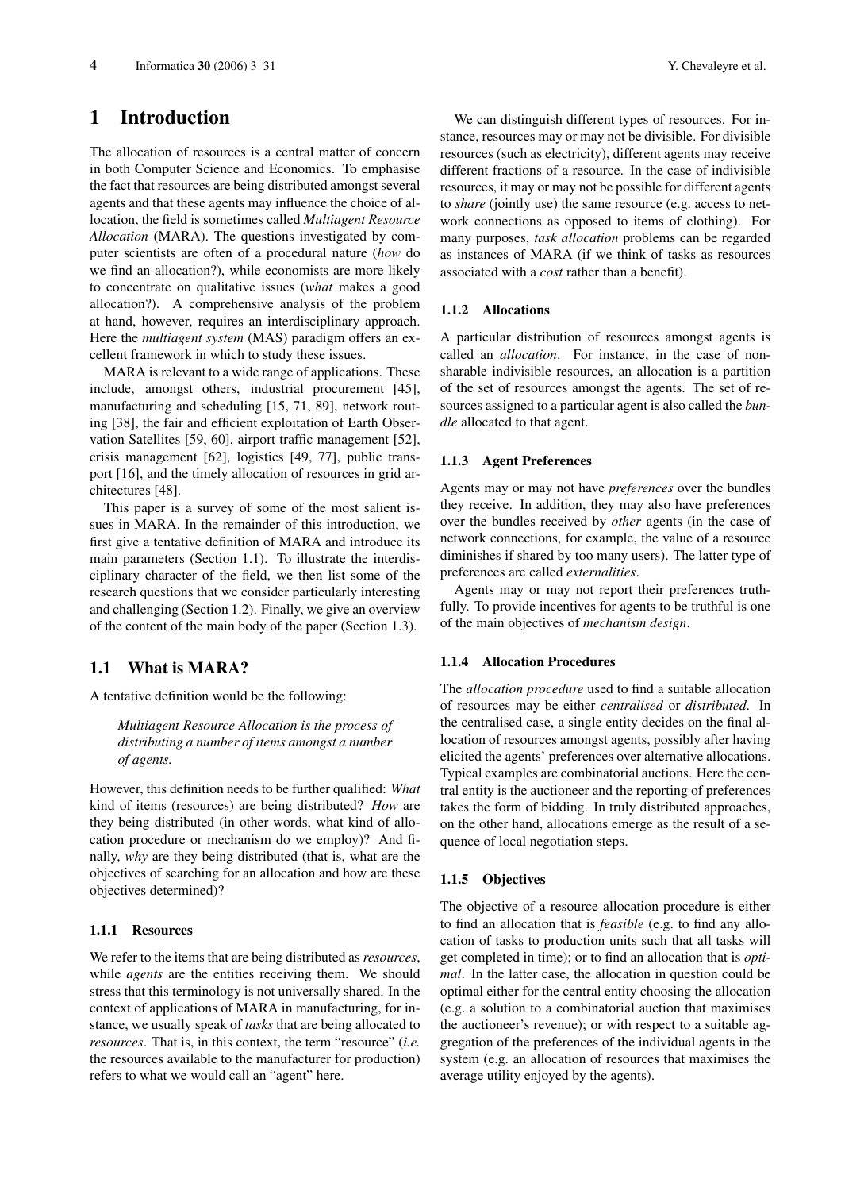# 1 Introduction

The allocation of resources is a central matter of concern in both Computer Science and Economics. To emphasise the fact that resources are being distributed amongst several agents and that these agents may influence the choice of allocation, the field is sometimes called *Multiagent Resource Allocation* (MARA). The questions investigated by computer scientists are often of a procedural nature (*how* do we find an allocation?), while economists are more likely to concentrate on qualitative issues (*what* makes a good allocation?). A comprehensive analysis of the problem at hand, however, requires an interdisciplinary approach. Here the *multiagent system* (MAS) paradigm offers an excellent framework in which to study these issues.

MARA is relevant to a wide range of applications. These include, amongst others, industrial procurement [45], manufacturing and scheduling [15, 71, 89], network routing [38], the fair and efficient exploitation of Earth Observation Satellites [59, 60], airport traffic management [52], crisis management [62], logistics [49, 77], public transport [16], and the timely allocation of resources in grid architectures [48].

This paper is a survey of some of the most salient issues in MARA. In the remainder of this introduction, we first give a tentative definition of MARA and introduce its main parameters (Section 1.1). To illustrate the interdisciplinary character of the field, we then list some of the research questions that we consider particularly interesting and challenging (Section 1.2). Finally, we give an overview of the content of the main body of the paper (Section 1.3).

## 1.1 What is MARA?

A tentative definition would be the following:

> *Multiagent Resource Allocation is the process of distributing a number of items amongst a number of agents.*

However, this definition needs to be further qualified: *What* kind of items (resources) are being distributed? *How* are they being distributed (in other words, what kind of allocation procedure or mechanism do we employ)? And finally, *why* are they being distributed (that is, what are the objectives of searching for an allocation and how are these objectives determined)?

### 1.1.1 Resources

We refer to the items that are being distributed as *resources*, while *agents* are the entities receiving them. We should stress that this terminology is not universally shared. In the context of applications of MARA in manufacturing, for instance, we usually speak of *tasks* that are being allocated to *resources*. That is, in this context, the term "resource" (*i.e.* the resources available to the manufacturer for production) refers to what we would call an "agent" here.

We can distinguish different types of resources. For instance, resources may or may not be divisible. For divisible resources (such as electricity), different agents may receive different fractions of a resource. In the case of indivisible resources, it may or may not be possible for different agents to *share* (jointly use) the same resource (e.g. access to network connections as opposed to items of clothing). For many purposes, *task allocation* problems can be regarded as instances of MARA (if we think of tasks as resources associated with a *cost* rather than a benefit).

### 1.1.2 Allocations

A particular distribution of resources amongst agents is called an *allocation*. For instance, in the case of non-sharable indivisible resources, an allocation is a partition of the set of resources amongst the agents. The set of resources assigned to a particular agent is also called the *bundle* allocated to that agent.

### 1.1.3 Agent Preferences

Agents may or may not have *preferences* over the bundles they receive. In addition, they may also have preferences over the bundles received by *other* agents (in the case of network connections, for example, the value of a resource diminishes if shared by too many users). The latter type of preferences are called *externalities*.

Agents may or may not report their preferences truthfully. To provide incentives for agents to be truthful is one of the main objectives of *mechanism design*.

### 1.1.4 Allocation Procedures

The *allocation procedure* used to find a suitable allocation of resources may be either *centralised* or *distributed*. In the centralised case, a single entity decides on the final allocation of resources amongst agents, possibly after having elicited the agents' preferences over alternative allocations. Typical examples are combinatorial auctions. Here the central entity is the auctioneer and the reporting of preferences takes the form of bidding. In truly distributed approaches, on the other hand, allocations emerge as the result of a sequence of local negotiation steps.

### 1.1.5 Objectives

The objective of a resource allocation procedure is either to find an allocation that is *feasible* (e.g. to find any allocation of tasks to production units such that all tasks will get completed in time); or to find an allocation that is *optimal*. In the latter case, the allocation in question could be optimal either for the central entity choosing the allocation (e.g. a solution to a combinatorial auction that maximises the auctioneer's revenue); or with respect to a suitable aggregation of the preferences of the individual agents in the system (e.g. an allocation of resources that maximises the average utility enjoyed by the agents).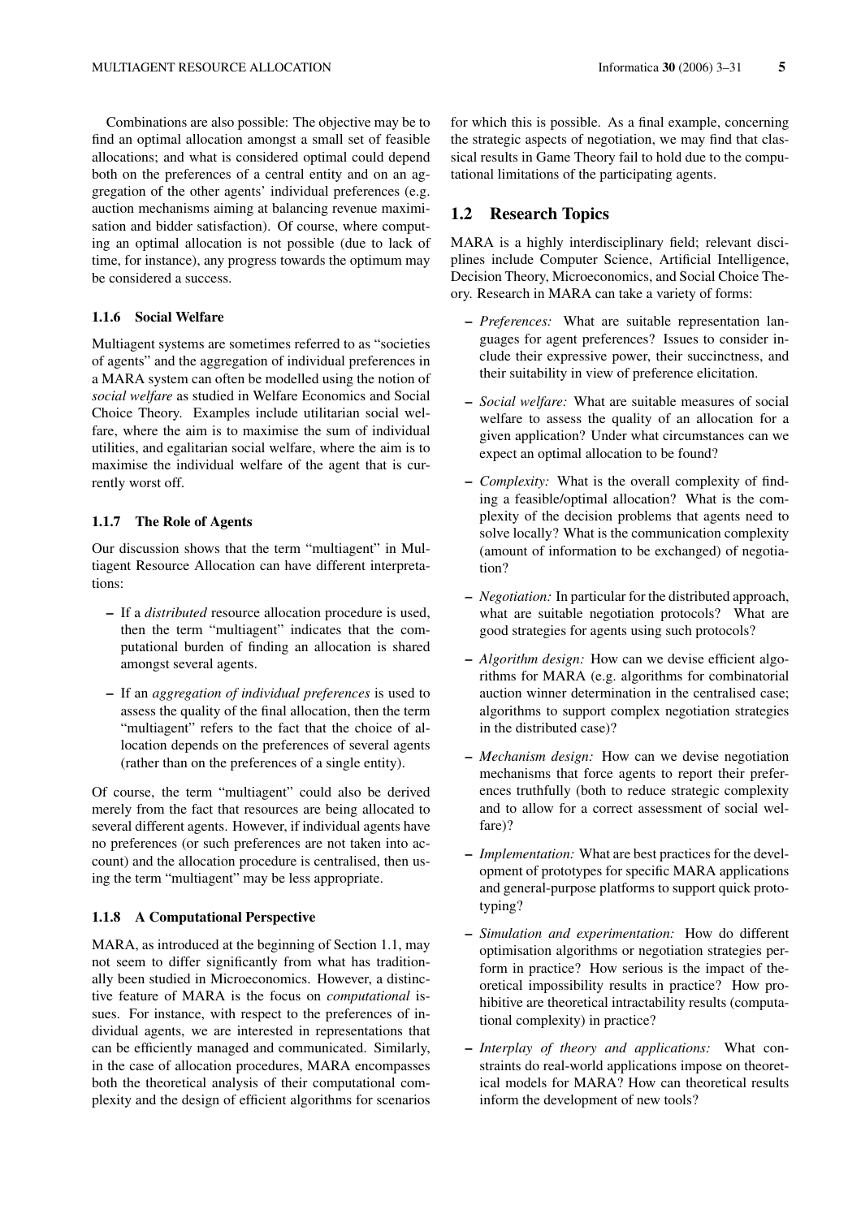Combinations are also possible: The objective may be to find an optimal allocation amongst a small set of feasible allocations; and what is considered optimal could depend both on the preferences of a central entity and on an aggregation of the other agents' individual preferences (e.g. auction mechanisms aiming at balancing revenue maximisation and bidder satisfaction). Of course, where computing an optimal allocation is not possible (due to lack of time, for instance), any progress towards the optimum may be considered a success.

#### 1.1.6 Social Welfare

Multiagent systems are sometimes referred to as "societies of agents" and the aggregation of individual preferences in a MARA system can often be modelled using the notion of *social welfare* as studied in Welfare Economics and Social Choice Theory. Examples include utilitarian social welfare, where the aim is to maximise the sum of individual utilities, and egalitarian social welfare, where the aim is to maximise the individual welfare of the agent that is currently worst off.

#### 1.1.7 The Role of Agents

Our discussion shows that the term "multiagent" in Multiagent Resource Allocation can have different interpretations:

- If a *distributed* resource allocation procedure is used, then the term "multiagent" indicates that the computational burden of finding an allocation is shared amongst several agents.
- If an *aggregation of individual preferences* is used to assess the quality of the final allocation, then the term "multiagent" refers to the fact that the choice of allocation depends on the preferences of several agents (rather than on the preferences of a single entity).

Of course, the term "multiagent" could also be derived merely from the fact that resources are being allocated to several different agents. However, if individual agents have no preferences (or such preferences are not taken into account) and the allocation procedure is centralised, then using the term "multiagent" may be less appropriate.

#### 1.1.8 A Computational Perspective

MARA, as introduced at the beginning of Section 1.1, may not seem to differ significantly from what has traditionally been studied in Microeconomics. However, a distinctive feature of MARA is the focus on *computational* issues. For instance, with respect to the preferences of individual agents, we are interested in representations that can be efficiently managed and communicated. Similarly, in the case of allocation procedures, MARA encompasses both the theoretical analysis of their computational complexity and the design of efficient algorithms for scenarios for which this is possible. As a final example, concerning the strategic aspects of negotiation, we may find that classical results in Game Theory fail to hold due to the computational limitations of the participating agents.

### 1.2 Research Topics

MARA is a highly interdisciplinary field; relevant disciplines include Computer Science, Artificial Intelligence, Decision Theory, Microeconomics, and Social Choice Theory. Research in MARA can take a variety of forms:

- *Preferences:* What are suitable representation languages for agent preferences? Issues to consider include their expressive power, their succinctness, and their suitability in view of preference elicitation.
- *Social welfare:* What are suitable measures of social welfare to assess the quality of an allocation for a given application? Under what circumstances can we expect an optimal allocation to be found?
- *Complexity:* What is the overall complexity of finding a feasible/optimal allocation? What is the complexity of the decision problems that agents need to solve locally? What is the communication complexity (amount of information to be exchanged) of negotiation?
- *Negotiation:* In particular for the distributed approach, what are suitable negotiation protocols? What are good strategies for agents using such protocols?
- *Algorithm design:* How can we devise efficient algorithms for MARA (e.g. algorithms for combinatorial auction winner determination in the centralised case; algorithms to support complex negotiation strategies in the distributed case)?
- *Mechanism design:* How can we devise negotiation mechanisms that force agents to report their preferences truthfully (both to reduce strategic complexity and to allow for a correct assessment of social welfare)?
- *Implementation:* What are best practices for the development of prototypes for specific MARA applications and general-purpose platforms to support quick prototyping?
- *Simulation and experimentation:* How do different optimisation algorithms or negotiation strategies perform in practice? How serious is the impact of theoretical impossibility results in practice? How prohibitive are theoretical intractability results (computational complexity) in practice?
- *Interplay of theory and applications:* What constraints do real-world applications impose on theoretical models for MARA? How can theoretical results inform the development of new tools?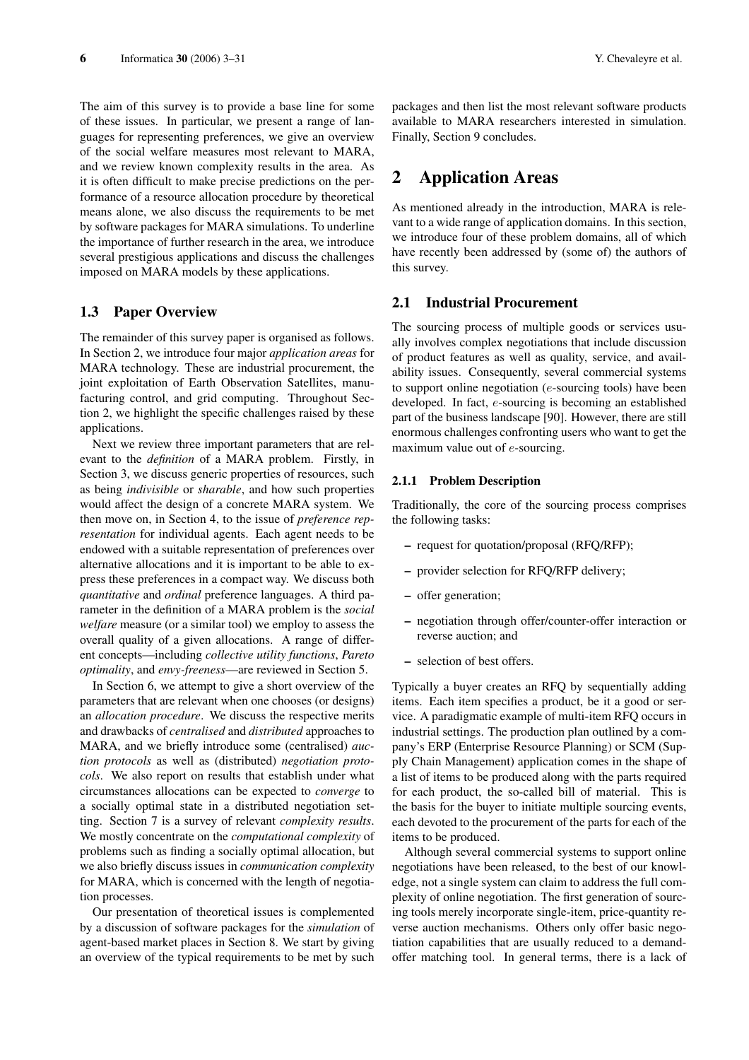The aim of this survey is to provide a base line for some of these issues. In particular, we present a range of languages for representing preferences, we give an overview of the social welfare measures most relevant to MARA, and we review known complexity results in the area. As it is often difficult to make precise predictions on the performance of a resource allocation procedure by theoretical means alone, we also discuss the requirements to be met by software packages for MARA simulations. To underline the importance of further research in the area, we introduce several prestigious applications and discuss the challenges imposed on MARA models by these applications.

### 1.3 Paper Overview

The remainder of this survey paper is organised as follows. In Section 2, we introduce four major *application areas* for MARA technology. These are industrial procurement, the joint exploitation of Earth Observation Satellites, manufacturing control, and grid computing. Throughout Section 2, we highlight the specific challenges raised by these applications.

Next we review three important parameters that are relevant to the *definition* of a MARA problem. Firstly, in Section 3, we discuss generic properties of resources, such as being *indivisible* or *sharable*, and how such properties would affect the design of a concrete MARA system. We then move on, in Section 4, to the issue of *preference representation* for individual agents. Each agent needs to be endowed with a suitable representation of preferences over alternative allocations and it is important to be able to express these preferences in a compact way. We discuss both *quantitative* and *ordinal* preference languages. A third parameter in the definition of a MARA problem is the *social welfare* measure (or a similar tool) we employ to assess the overall quality of a given allocations. A range of different concepts—including *collective utility functions*, *Pareto optimality*, and *envy-freeness*—are reviewed in Section 5.

In Section 6, we attempt to give a short overview of the parameters that are relevant when one chooses (or designs) an *allocation procedure*. We discuss the respective merits and drawbacks of *centralised* and *distributed* approaches to MARA, and we briefly introduce some (centralised) *auction protocols* as well as (distributed) *negotiation protocols*. We also report on results that establish under what circumstances allocations can be expected to *converge* to a socially optimal state in a distributed negotiation setting. Section 7 is a survey of relevant *complexity results*. We mostly concentrate on the *computational complexity* of problems such as finding a socially optimal allocation, but we also briefly discuss issues in *communication complexity* for MARA, which is concerned with the length of negotiation processes.

Our presentation of theoretical issues is complemented by a discussion of software packages for the *simulation* of agent-based market places in Section 8. We start by giving an overview of the typical requirements to be met by such packages and then list the most relevant software products available to MARA researchers interested in simulation. Finally, Section 9 concludes.

## 2 Application Areas

As mentioned already in the introduction, MARA is relevant to a wide range of application domains. In this section, we introduce four of these problem domains, all of which have recently been addressed by (some of) the authors of this survey.

### 2.1 Industrial Procurement

The sourcing process of multiple goods or services usually involves complex negotiations that include discussion of product features as well as quality, service, and availability issues. Consequently, several commercial systems to support online negotiation ($e$-sourcing tools) have been developed. In fact, $e$-sourcing is becoming an established part of the business landscape [90]. However, there are still enormous challenges confronting users who want to get the maximum value out of $e$-sourcing.

#### 2.1.1 Problem Description

Traditionally, the core of the sourcing process comprises the following tasks:

- request for quotation/proposal (RFQ/RFP);
- provider selection for RFQ/RFP delivery;
- offer generation;
- negotiation through offer/counter-offer interaction or reverse auction; and
- selection of best offers.

Typically a buyer creates an RFQ by sequentially adding items. Each item specifies a product, be it a good or service. A paradigmatic example of multi-item RFQ occurs in industrial settings. The production plan outlined by a company's ERP (Enterprise Resource Planning) or SCM (Supply Chain Management) application comes in the shape of a list of items to be produced along with the parts required for each product, the so-called bill of material. This is the basis for the buyer to initiate multiple sourcing events, each devoted to the procurement of the parts for each of the items to be produced.

Although several commercial systems to support online negotiations have been released, to the best of our knowledge, not a single system can claim to address the full complexity of online negotiation. The first generation of sourcing tools merely incorporate single-item, price-quantity reverse auction mechanisms. Others only offer basic negotiation capabilities that are usually reduced to a demand-offer matching tool. In general terms, there is a lack of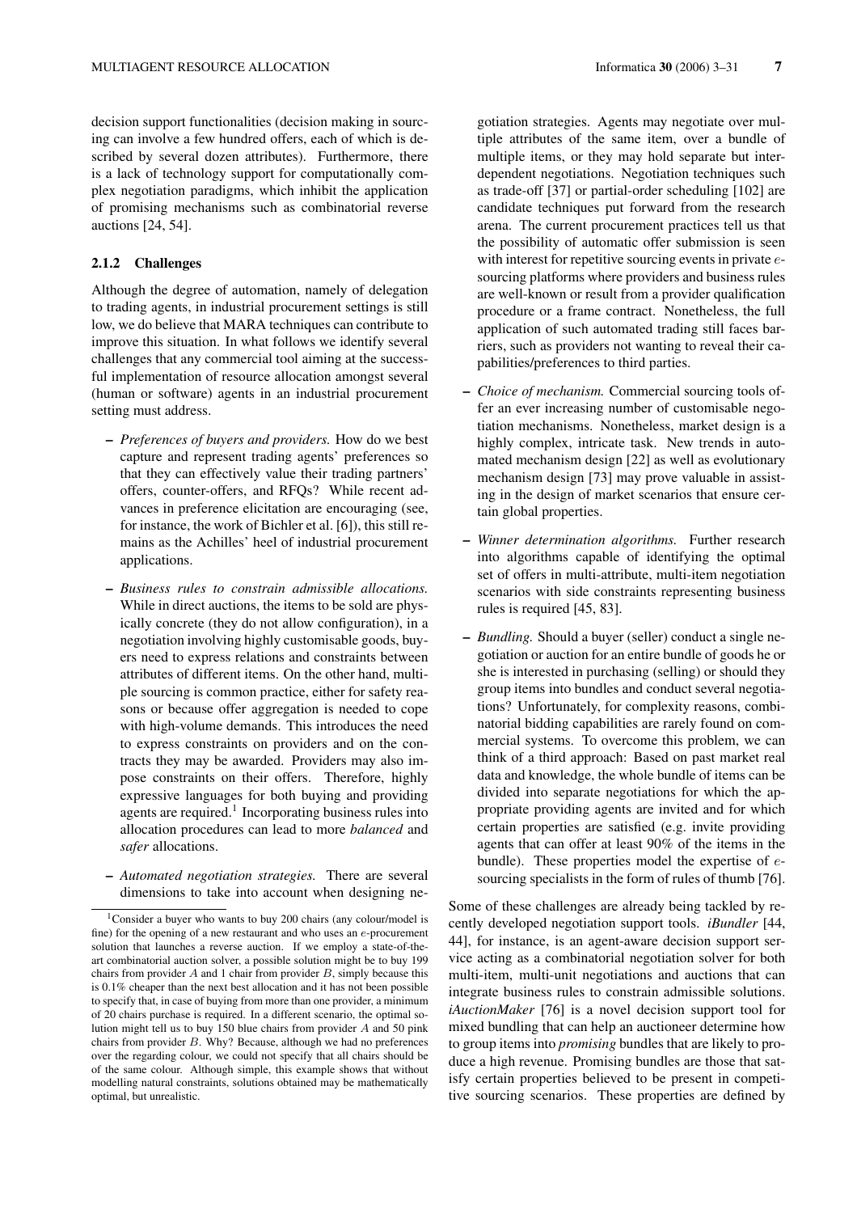decision support functionalities (decision making in sourcing can involve a few hundred offers, each of which is described by several dozen attributes). Furthermore, there is a lack of technology support for computationally complex negotiation paradigms, which inhibit the application of promising mechanisms such as combinatorial reverse auctions [24, 54].

### 2.1.2 Challenges

Although the degree of automation, namely of delegation to trading agents, in industrial procurement settings is still low, we do believe that MARA techniques can contribute to improve this situation. In what follows we identify several challenges that any commercial tool aiming at the successful implementation of resource allocation amongst several (human or software) agents in an industrial procurement setting must address.

- *Preferences of buyers and providers.* How do we best capture and represent trading agents' preferences so that they can effectively value their trading partners' offers, counter-offers, and RFQs? While recent advances in preference elicitation are encouraging (see, for instance, the work of Bichler et al. [6]), this still remains as the Achilles' heel of industrial procurement applications.

- *Business rules to constrain admissible allocations.* While in direct auctions, the items to be sold are physically concrete (they do not allow configuration), in a negotiation involving highly customisable goods, buyers need to express relations and constraints between attributes of different items. On the other hand, multiple sourcing is common practice, either for safety reasons or because offer aggregation is needed to cope with high-volume demands. This introduces the need to express constraints on providers and on the contracts they may be awarded. Providers may also impose constraints on their offers. Therefore, highly expressive languages for both buying and providing agents are required.[1] Incorporating business rules into allocation procedures can lead to more *balanced* and *safer* allocations.

- *Automated negotiation strategies.* There are several dimensions to take into account when designing negotiation strategies. Agents may negotiate over multiple attributes of the same item, over a bundle of multiple items, or they may hold separate but interdependent negotiations. Negotiation techniques such as trade-off [37] or partial-order scheduling [102] are candidate techniques put forward from the research arena. The current procurement practices tell us that the possibility of automatic offer submission is seen with interest for repetitive sourcing events in private $e$-sourcing platforms where providers and business rules are well-known or result from a provider qualification procedure or a frame contract. Nonetheless, the full application of such automated trading still faces barriers, such as providers not wanting to reveal their capabilities/preferences to third parties.

- *Choice of mechanism.* Commercial sourcing tools offer an ever increasing number of customisable negotiation mechanisms. Nonetheless, market design is a highly complex, intricate task. New trends in automated mechanism design [22] as well as evolutionary mechanism design [73] may prove valuable in assisting in the design of market scenarios that ensure certain global properties.

- *Winner determination algorithms.* Further research into algorithms capable of identifying the optimal set of offers in multi-attribute, multi-item negotiation scenarios with side constraints representing business rules is required [45, 83].

- *Bundling.* Should a buyer (seller) conduct a single negotiation or auction for an entire bundle of goods he or she is interested in purchasing (selling) or should they group items into bundles and conduct several negotiations? Unfortunately, for complexity reasons, combinatorial bidding capabilities are rarely found on commercial systems. To overcome this problem, we can think of a third approach: Based on past market real data and knowledge, the whole bundle of items can be divided into separate negotiations for which the appropriate providing agents are invited and for which certain properties are satisfied (e.g. invite providing agents that can offer at least 90% of the items in the bundle). These properties model the expertise of $e$-sourcing specialists in the form of rules of thumb [76].

Some of these challenges are already being tackled by recently developed negotiation support tools. *iBundler* [44, 44], for instance, is an agent-aware decision support service acting as a combinatorial negotiation solver for both multi-item, multi-unit negotiations and auctions that can integrate business rules to constrain admissible solutions. *iAuctionMaker* [76] is a novel decision support tool for mixed bundling that can help an auctioneer determine how to group items into *promising* bundles that are likely to produce a high revenue. Promising bundles are those that satisfy certain properties believed to be present in competitive sourcing scenarios. These properties are defined by

[1] Consider a buyer who wants to buy 200 chairs (any colour/model is fine) for the opening of a new restaurant and who uses an $e$-procurement solution that launches a reverse auction. If we employ a state-of-the-art combinatorial auction solver, a possible solution might be to buy 199 chairs from provider $A$ and 1 chair from provider $B$, simply because this is 0.1% cheaper than the next best allocation and it has not been possible to specify that, in case of buying from more than one provider, a minimum of 20 chairs purchase is required. In a different scenario, the optimal solution might tell us to buy 150 blue chairs from provider $A$ and 50 pink chairs from provider $B$. Why? Because, although we had no preferences over the regarding colour, we could not specify that all chairs should be of the same colour. Although simple, this example shows that without modelling natural constraints, solutions obtained may be mathematically optimal, but unrealistic.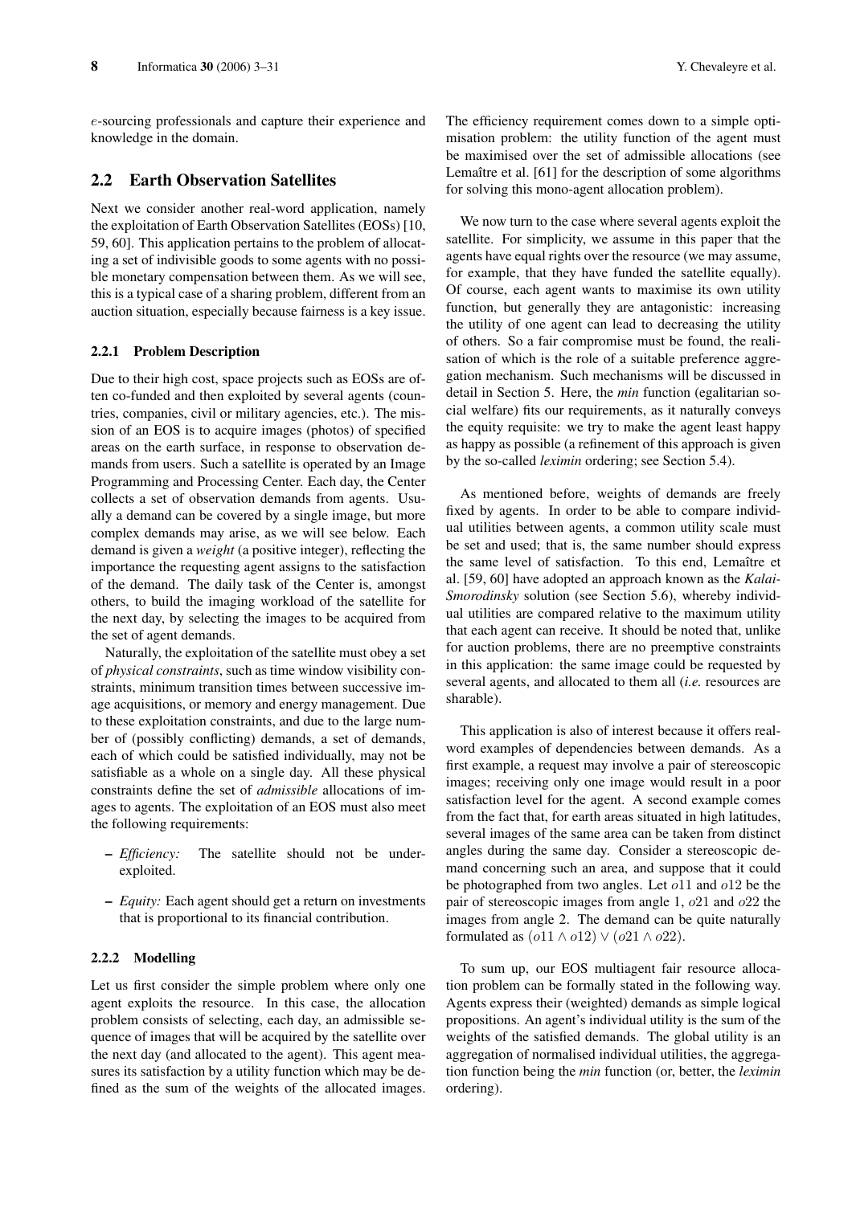$e$-sourcing professionals and capture their experience and knowledge in the domain.

## 2.2 Earth Observation Satellites

Next we consider another real-word application, namely the exploitation of Earth Observation Satellites (EOSs) [10, 59, 60]. This application pertains to the problem of allocating a set of indivisible goods to some agents with no possible monetary compensation between them. As we will see, this is a typical case of a sharing problem, different from an auction situation, especially because fairness is a key issue.

### 2.2.1 Problem Description

Due to their high cost, space projects such as EOSs are often co-funded and then exploited by several agents (countries, companies, civil or military agencies, etc.). The mission of an EOS is to acquire images (photos) of specified areas on the earth surface, in response to observation demands from users. Such a satellite is operated by an Image Programming and Processing Center. Each day, the Center collects a set of observation demands from agents. Usually a demand can be covered by a single image, but more complex demands may arise, as we will see below. Each demand is given a *weight* (a positive integer), reflecting the importance the requesting agent assigns to the satisfaction of the demand. The daily task of the Center is, amongst others, to build the imaging workload of the satellite for the next day, by selecting the images to be acquired from the set of agent demands.

Naturally, the exploitation of the satellite must obey a set of *physical constraints*, such as time window visibility constraints, minimum transition times between successive image acquisitions, or memory and energy management. Due to these exploitation constraints, and due to the large number of (possibly conflicting) demands, a set of demands, each of which could be satisfied individually, may not be satisfiable as a whole on a single day. All these physical constraints define the set of *admissible* allocations of images to agents. The exploitation of an EOS must also meet the following requirements:

– *Efficiency:* The satellite should not be under-exploited.

– *Equity:* Each agent should get a return on investments that is proportional to its financial contribution.

### 2.2.2 Modelling

Let us first consider the simple problem where only one agent exploits the resource. In this case, the allocation problem consists of selecting, each day, an admissible sequence of images that will be acquired by the satellite over the next day (and allocated to the agent). This agent measures its satisfaction by a utility function which may be defined as the sum of the weights of the allocated images. The efficiency requirement comes down to a simple optimisation problem: the utility function of the agent must be maximised over the set of admissible allocations (see Lemaître et al. [61] for the description of some algorithms for solving this mono-agent allocation problem).

We now turn to the case where several agents exploit the satellite. For simplicity, we assume in this paper that the agents have equal rights over the resource (we may assume, for example, that they have funded the satellite equally). Of course, each agent wants to maximise its own utility function, but generally they are antagonistic: increasing the utility of one agent can lead to decreasing the utility of others. So a fair compromise must be found, the realisation of which is the role of a suitable preference aggregation mechanism. Such mechanisms will be discussed in detail in Section 5. Here, the *min* function (egalitarian social welfare) fits our requirements, as it naturally conveys the equity requisite: we try to make the agent least happy as happy as possible (a refinement of this approach is given by the so-called *leximin* ordering; see Section 5.4).

As mentioned before, weights of demands are freely fixed by agents. In order to be able to compare individual utilities between agents, a common utility scale must be set and used; that is, the same number should express the same level of satisfaction. To this end, Lemaître et al. [59, 60] have adopted an approach known as the *Kalai-Smorodinsky* solution (see Section 5.6), whereby individual utilities are compared relative to the maximum utility that each agent can receive. It should be noted that, unlike for auction problems, there are no preemptive constraints in this application: the same image could be requested by several agents, and allocated to them all (*i.e.* resources are sharable).

This application is also of interest because it offers real-word examples of dependencies between demands. As a first example, a request may involve a pair of stereoscopic images; receiving only one image would result in a poor satisfaction level for the agent. A second example comes from the fact that, for earth areas situated in high latitudes, several images of the same area can be taken from distinct angles during the same day. Consider a stereoscopic demand concerning such an area, and suppose that it could be photographed from two angles. Let $o11$ and $o12$ be the pair of stereoscopic images from angle 1, $o21$ and $o22$ the images from angle 2. The demand can be quite naturally formulated as $(o11 \wedge o12) \vee (o21 \wedge o22)$.

To sum up, our EOS multiagent fair resource allocation problem can be formally stated in the following way. Agents express their (weighted) demands as simple logical propositions. An agent's individual utility is the sum of the weights of the satisfied demands. The global utility is an aggregation of normalised individual utilities, the aggregation function being the *min* function (or, better, the *leximin* ordering).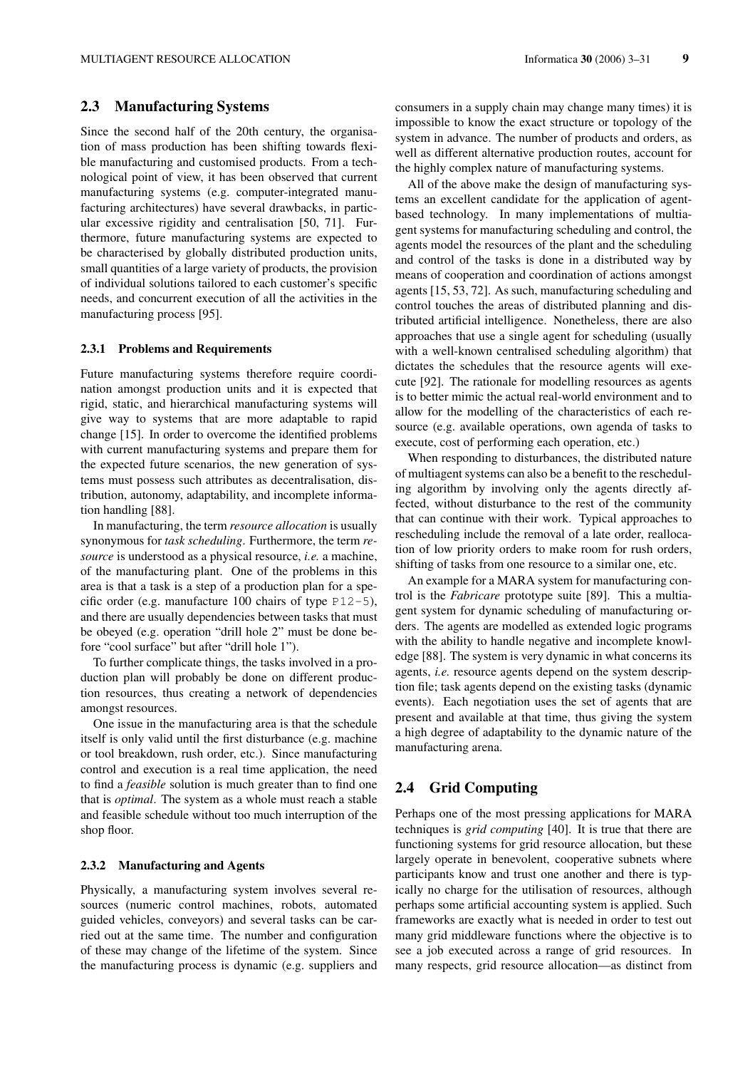## 2.3 Manufacturing Systems

Since the second half of the 20th century, the organisation of mass production has been shifting towards flexible manufacturing and customised products. From a technological point of view, it has been observed that current manufacturing systems (e.g. computer-integrated manufacturing architectures) have several drawbacks, in particular excessive rigidity and centralisation [50, 71]. Furthermore, future manufacturing systems are expected to be characterised by globally distributed production units, small quantities of a large variety of products, the provision of individual solutions tailored to each customer's specific needs, and concurrent execution of all the activities in the manufacturing process [95].

### 2.3.1 Problems and Requirements

Future manufacturing systems therefore require coordination amongst production units and it is expected that rigid, static, and hierarchical manufacturing systems will give way to systems that are more adaptable to rapid change [15]. In order to overcome the identified problems with current manufacturing systems and prepare them for the expected future scenarios, the new generation of systems must possess such attributes as decentralisation, distribution, autonomy, adaptability, and incomplete information handling [88].

In manufacturing, the term *resource allocation* is usually synonymous for *task scheduling*. Furthermore, the term *resource* is understood as a physical resource, *i.e.* a machine, of the manufacturing plant. One of the problems in this area is that a task is a step of a production plan for a specific order (e.g. manufacture 100 chairs of type `P12-5`), and there are usually dependencies between tasks that must be obeyed (e.g. operation "drill hole 2" must be done before "cool surface" but after "drill hole 1").

To further complicate things, the tasks involved in a production plan will probably be done on different production resources, thus creating a network of dependencies amongst resources.

One issue in the manufacturing area is that the schedule itself is only valid until the first disturbance (e.g. machine or tool breakdown, rush order, etc.). Since manufacturing control and execution is a real time application, the need to find a *feasible* solution is much greater than to find one that is *optimal*. The system as a whole must reach a stable and feasible schedule without too much interruption of the shop floor.

### 2.3.2 Manufacturing and Agents

Physically, a manufacturing system involves several resources (numeric control machines, robots, automated guided vehicles, conveyors) and several tasks can be carried out at the same time. The number and configuration of these may change of the lifetime of the system. Since the manufacturing process is dynamic (e.g. suppliers and consumers in a supply chain may change many times) it is impossible to know the exact structure or topology of the system in advance. The number of products and orders, as well as different alternative production routes, account for the highly complex nature of manufacturing systems.

All of the above make the design of manufacturing systems an excellent candidate for the application of agent-based technology. In many implementations of multiagent systems for manufacturing scheduling and control, the agents model the resources of the plant and the scheduling and control of the tasks is done in a distributed way by means of cooperation and coordination of actions amongst agents [15, 53, 72]. As such, manufacturing scheduling and control touches the areas of distributed planning and distributed artificial intelligence. Nonetheless, there are also approaches that use a single agent for scheduling (usually with a well-known centralised scheduling algorithm) that dictates the schedules that the resource agents will execute [92]. The rationale for modelling resources as agents is to better mimic the actual real-world environment and to allow for the modelling of the characteristics of each resource (e.g. available operations, own agenda of tasks to execute, cost of performing each operation, etc.)

When responding to disturbances, the distributed nature of multiagent systems can also be a benefit to the rescheduling algorithm by involving only the agents directly affected, without disturbance to the rest of the community that can continue with their work. Typical approaches to rescheduling include the removal of a late order, reallocation of low priority orders to make room for rush orders, shifting of tasks from one resource to a similar one, etc.

An example for a MARA system for manufacturing control is the *Fabricare* prototype suite [89]. This a multiagent system for dynamic scheduling of manufacturing orders. The agents are modelled as extended logic programs with the ability to handle negative and incomplete knowledge [88]. The system is very dynamic in what concerns its agents, *i.e.* resource agents depend on the system description file; task agents depend on the existing tasks (dynamic events). Each negotiation uses the set of agents that are present and available at that time, thus giving the system a high degree of adaptability to the dynamic nature of the manufacturing arena.

## 2.4 Grid Computing

Perhaps one of the most pressing applications for MARA techniques is *grid computing* [40]. It is true that there are functioning systems for grid resource allocation, but these largely operate in benevolent, cooperative subnets where participants know and trust one another and there is typically no charge for the utilisation of resources, although perhaps some artificial accounting system is applied. Such frameworks are exactly what is needed in order to test out many grid middleware functions where the objective is to see a job executed across a range of grid resources. In many respects, grid resource allocation—as distinct from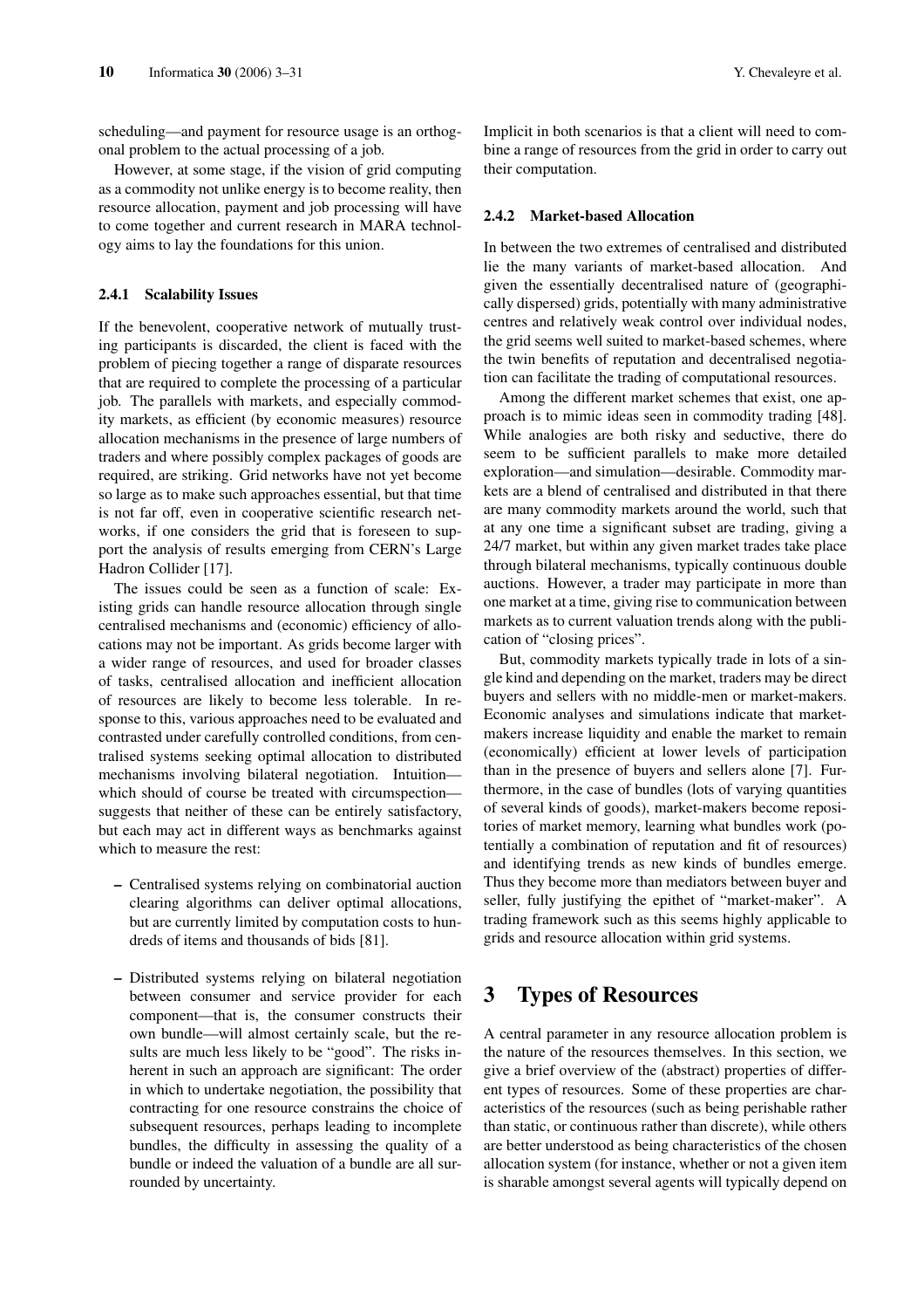scheduling—and payment for resource usage is an orthogonal problem to the actual processing of a job.

However, at some stage, if the vision of grid computing as a commodity not unlike energy is to become reality, then resource allocation, payment and job processing will have to come together and current research in MARA technology aims to lay the foundations for this union.

### 2.4.1 Scalability Issues

If the benevolent, cooperative network of mutually trusting participants is discarded, the client is faced with the problem of piecing together a range of disparate resources that are required to complete the processing of a particular job. The parallels with markets, and especially commodity markets, as efficient (by economic measures) resource allocation mechanisms in the presence of large numbers of traders and where possibly complex packages of goods are required, are striking. Grid networks have not yet become so large as to make such approaches essential, but that time is not far off, even in cooperative scientific research networks, if one considers the grid that is foreseen to support the analysis of results emerging from CERN's Large Hadron Collider [17].

The issues could be seen as a function of scale: Existing grids can handle resource allocation through single centralised mechanisms and (economic) efficiency of allocations may not be important. As grids become larger with a wider range of resources, and used for broader classes of tasks, centralised allocation and inefficient allocation of resources are likely to become less tolerable. In response to this, various approaches need to be evaluated and contrasted under carefully controlled conditions, from centralised systems seeking optimal allocation to distributed mechanisms involving bilateral negotiation. Intuition—which should of course be treated with circumspection—suggests that neither of these can be entirely satisfactory, but each may act in different ways as benchmarks against which to measure the rest:

- Centralised systems relying on combinatorial auction clearing algorithms can deliver optimal allocations, but are currently limited by computation costs to hundreds of items and thousands of bids [81].

- Distributed systems relying on bilateral negotiation between consumer and service provider for each component—that is, the consumer constructs their own bundle—will almost certainly scale, but the results are much less likely to be "good". The risks inherent in such an approach are significant: The order in which to undertake negotiation, the possibility that contracting for one resource constrains the choice of subsequent resources, perhaps leading to incomplete bundles, the difficulty in assessing the quality of a bundle or indeed the valuation of a bundle are all surrounded by uncertainty.

Implicit in both scenarios is that a client will need to combine a range of resources from the grid in order to carry out their computation.

### 2.4.2 Market-based Allocation

In between the two extremes of centralised and distributed lie the many variants of market-based allocation. And given the essentially decentralised nature of (geographically dispersed) grids, potentially with many administrative centres and relatively weak control over individual nodes, the grid seems well suited to market-based schemes, where the twin benefits of reputation and decentralised negotiation can facilitate the trading of computational resources.

Among the different market schemes that exist, one approach is to mimic ideas seen in commodity trading [48]. While analogies are both risky and seductive, there do seem to be sufficient parallels to make more detailed exploration—and simulation—desirable. Commodity markets are a blend of centralised and distributed in that there are many commodity markets around the world, such that at any one time a significant subset are trading, giving a 24/7 market, but within any given market trades take place through bilateral mechanisms, typically continuous double auctions. However, a trader may participate in more than one market at a time, giving rise to communication between markets as to current valuation trends along with the publication of "closing prices".

But, commodity markets typically trade in lots of a single kind and depending on the market, traders may be direct buyers and sellers with no middle-men or market-makers. Economic analyses and simulations indicate that market-makers increase liquidity and enable the market to remain (economically) efficient at lower levels of participation than in the presence of buyers and sellers alone [7]. Furthermore, in the case of bundles (lots of varying quantities of several kinds of goods), market-makers become repositories of market memory, learning what bundles work (potentially a combination of reputation and fit of resources) and identifying trends as new kinds of bundles emerge. Thus they become more than mediators between buyer and seller, fully justifying the epithet of "market-maker". A trading framework such as this seems highly applicable to grids and resource allocation within grid systems.

# 3 Types of Resources

A central parameter in any resource allocation problem is the nature of the resources themselves. In this section, we give a brief overview of the (abstract) properties of different types of resources. Some of these properties are characteristics of the resources (such as being perishable rather than static, or continuous rather than discrete), while others are better understood as being characteristics of the chosen allocation system (for instance, whether or not a given item is sharable amongst several agents will typically depend on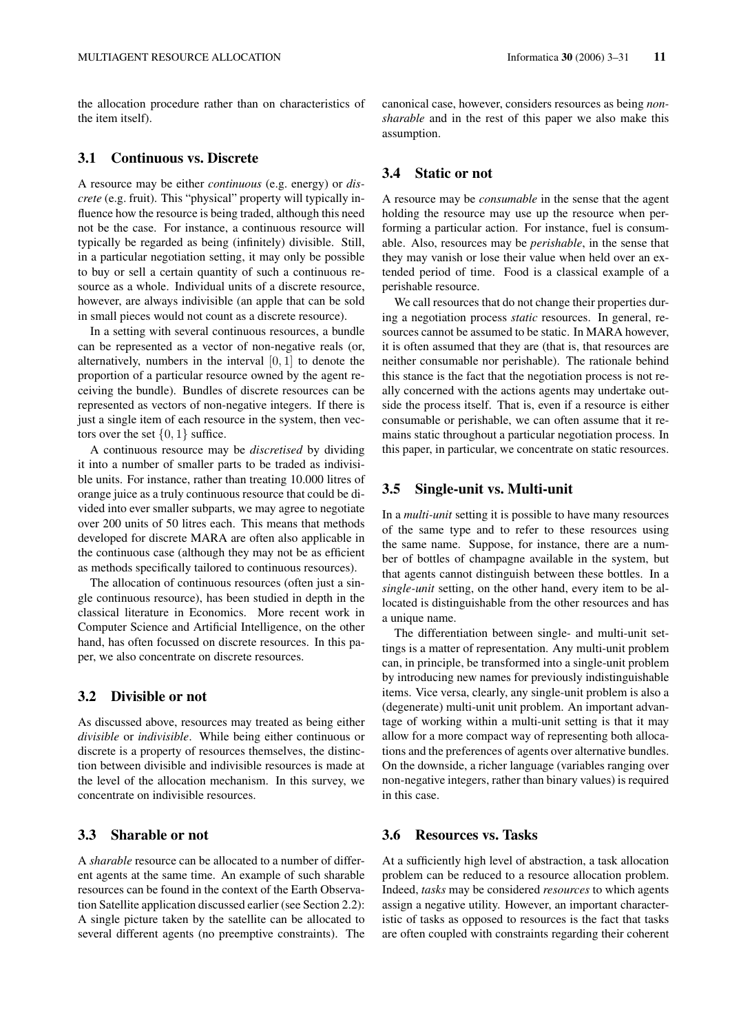the allocation procedure rather than on characteristics of the item itself).

### 3.1 Continuous vs. Discrete

A resource may be either *continuous* (e.g. energy) or *discrete* (e.g. fruit). This "physical" property will typically influence how the resource is being traded, although this need not be the case. For instance, a continuous resource will typically be regarded as being (infinitely) divisible. Still, in a particular negotiation setting, it may only be possible to buy or sell a certain quantity of such a continuous resource as a whole. Individual units of a discrete resource, however, are always indivisible (an apple that can be sold in small pieces would not count as a discrete resource).

In a setting with several continuous resources, a bundle can be represented as a vector of non-negative reals (or, alternatively, numbers in the interval $[0, 1]$ to denote the proportion of a particular resource owned by the agent receiving the bundle). Bundles of discrete resources can be represented as vectors of non-negative integers. If there is just a single item of each resource in the system, then vectors over the set $\{0, 1\}$ suffice.

A continuous resource may be *discretised* by dividing it into a number of smaller parts to be traded as indivisible units. For instance, rather than treating 10.000 litres of orange juice as a truly continuous resource that could be divided into ever smaller subparts, we may agree to negotiate over 200 units of 50 litres each. This means that methods developed for discrete MARA are often also applicable in the continuous case (although they may not be as efficient as methods specifically tailored to continuous resources).

The allocation of continuous resources (often just a single continuous resource), has been studied in depth in the classical literature in Economics. More recent work in Computer Science and Artificial Intelligence, on the other hand, has often focussed on discrete resources. In this paper, we also concentrate on discrete resources.

### 3.2 Divisible or not

As discussed above, resources may treated as being either *divisible* or *indivisible*. While being either continuous or discrete is a property of resources themselves, the distinction between divisible and indivisible resources is made at the level of the allocation mechanism. In this survey, we concentrate on indivisible resources.

### 3.3 Sharable or not

A *sharable* resource can be allocated to a number of different agents at the same time. An example of such sharable resources can be found in the context of the Earth Observation Satellite application discussed earlier (see Section 2.2): A single picture taken by the satellite can be allocated to several different agents (no preemptive constraints). The canonical case, however, considers resources as being *non-sharable* and in the rest of this paper we also make this assumption.

### 3.4 Static or not

A resource may be *consumable* in the sense that the agent holding the resource may use up the resource when performing a particular action. For instance, fuel is consumable. Also, resources may be *perishable*, in the sense that they may vanish or lose their value when held over an extended period of time. Food is a classical example of a perishable resource.

We call resources that do not change their properties during a negotiation process *static* resources. In general, resources cannot be assumed to be static. In MARA however, it is often assumed that they are (that is, that resources are neither consumable nor perishable). The rationale behind this stance is the fact that the negotiation process is not really concerned with the actions agents may undertake outside the process itself. That is, even if a resource is either consumable or perishable, we can often assume that it remains static throughout a particular negotiation process. In this paper, in particular, we concentrate on static resources.

### 3.5 Single-unit vs. Multi-unit

In a *multi-unit* setting it is possible to have many resources of the same type and to refer to these resources using the same name. Suppose, for instance, there are a number of bottles of champagne available in the system, but that agents cannot distinguish between these bottles. In a *single-unit* setting, on the other hand, every item to be allocated is distinguishable from the other resources and has a unique name.

The differentiation between single- and multi-unit settings is a matter of representation. Any multi-unit problem can, in principle, be transformed into a single-unit problem by introducing new names for previously indistinguishable items. Vice versa, clearly, any single-unit problem is also a (degenerate) multi-unit unit problem. An important advantage of working within a multi-unit setting is that it may allow for a more compact way of representing both allocations and the preferences of agents over alternative bundles. On the downside, a richer language (variables ranging over non-negative integers, rather than binary values) is required in this case.

### 3.6 Resources vs. Tasks

At a sufficiently high level of abstraction, a task allocation problem can be reduced to a resource allocation problem. Indeed, *tasks* may be considered *resources* to which agents assign a negative utility. However, an important characteristic of tasks as opposed to resources is the fact that tasks are often coupled with constraints regarding their coherent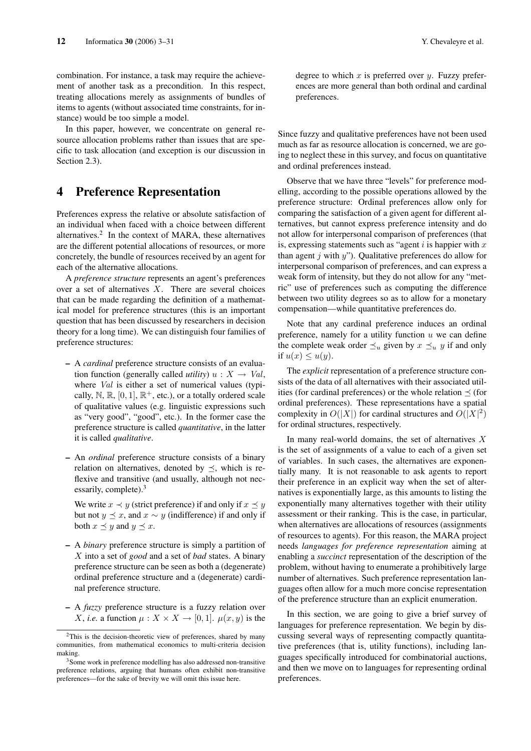combination. For instance, a task may require the achievement of another task as a precondition. In this respect, treating allocations merely as assignments of bundles of items to agents (without associated time constraints, for instance) would be too simple a model.

In this paper, however, we concentrate on general resource allocation problems rather than issues that are specific to task allocation (and exception is our discussion in Section 2.3).

# 4 Preference Representation

Preferences express the relative or absolute satisfaction of an individual when faced with a choice between different alternatives.[2] In the context of MARA, these alternatives are the different potential allocations of resources, or more concretely, the bundle of resources received by an agent for each of the alternative allocations.

A *preference structure* represents an agent's preferences over a set of alternatives $X$. There are several choices that can be made regarding the definition of a mathematical model for preference structures (this is an important question that has been discussed by researchers in decision theory for a long time). We can distinguish four families of preference structures:

– A *cardinal* preference structure consists of an evaluation function (generally called *utility*) $u : X \to Val$, where $Val$ is either a set of numerical values (typically, $\mathbb{N}$, $\mathbb{R}$, $[0, 1]$, $\mathbb{R}^+$, etc.), or a totally ordered scale of qualitative values (e.g. linguistic expressions such as "very good", "good", etc.). In the former case the preference structure is called *quantitative*, in the latter it is called *qualitative*.

– An *ordinal* preference structure consists of a binary relation on alternatives, denoted by $\preceq$, which is reflexive and transitive (and usually, although not necessarily, complete).[3]

  We write $x \prec y$ (strict preference) if and only if $x \preceq y$ but not $y \preceq x$, and $x \sim y$ (indifference) if and only if both $x \preceq y$ and $y \preceq x$.

– A *binary* preference structure is simply a partition of $X$ into a set of *good* and a set of *bad* states. A binary preference structure can be seen as both a (degenerate) ordinal preference structure and a (degenerate) cardinal preference structure.

– A *fuzzy* preference structure is a fuzzy relation over $X$, *i.e.* a function $\mu : X \times X \to [0, 1]$. $\mu(x, y)$ is the degree to which $x$ is preferred over $y$. Fuzzy preferences are more general than both ordinal and cardinal preferences.

Since fuzzy and qualitative preferences have not been used much as far as resource allocation is concerned, we are going to neglect these in this survey, and focus on quantitative and ordinal preferences instead.

Observe that we have three "levels" for preference modelling, according to the possible operations allowed by the preference structure: Ordinal preferences allow only for comparing the satisfaction of a given agent for different alternatives, but cannot express preference intensity and do not allow for interpersonal comparison of preferences (that is, expressing statements such as "agent $i$ is happier with $x$ than agent $j$ with $y$"). Qualitative preferences do allow for interpersonal comparison of preferences, and can express a weak form of intensity, but they do not allow for any "metric" use of preferences such as computing the difference between two utility degrees so as to allow for a monetary compensation—while quantitative preferences do.

Note that any cardinal preference induces an ordinal preference, namely for a utility function $u$ we can define the complete weak order $\preceq_u$ given by $x \preceq_u y$ if and only if $u(x) \leq u(y)$.

The *explicit* representation of a preference structure consists of the data of all alternatives with their associated utilities (for cardinal preferences) or the whole relation $\preceq$ (for ordinal preferences). These representations have a spatial complexity in $O(|X|)$ for cardinal structures and $O(|X|^2)$ for ordinal structures, respectively.

In many real-world domains, the set of alternatives $X$ is the set of assignments of a value to each of a given set of variables. In such cases, the alternatives are exponentially many. It is not reasonable to ask agents to report their preference in an explicit way when the set of alternatives is exponentially large, as this amounts to listing the exponentially many alternatives together with their utility assessment or their ranking. This is the case, in particular, when alternatives are allocations of resources (assignments of resources to agents). For this reason, the MARA project needs *languages for preference representation* aiming at enabling a *succinct* representation of the description of the problem, without having to enumerate a prohibitively large number of alternatives. Such preference representation languages often allow for a much more concise representation of the preference structure than an explicit enumeration.

In this section, we are going to give a brief survey of languages for preference representation. We begin by discussing several ways of representing compactly quantitative preferences (that is, utility functions), including languages specifically introduced for combinatorial auctions, and then we move on to languages for representing ordinal preferences.

---

[2] This is the decision-theoretic view of preferences, shared by many communities, from mathematical economics to multi-criteria decision making.

[3] Some work in preference modelling has also addressed non-transitive preference relations, arguing that humans often exhibit non-transitive preferences—for the sake of brevity we will omit this issue here.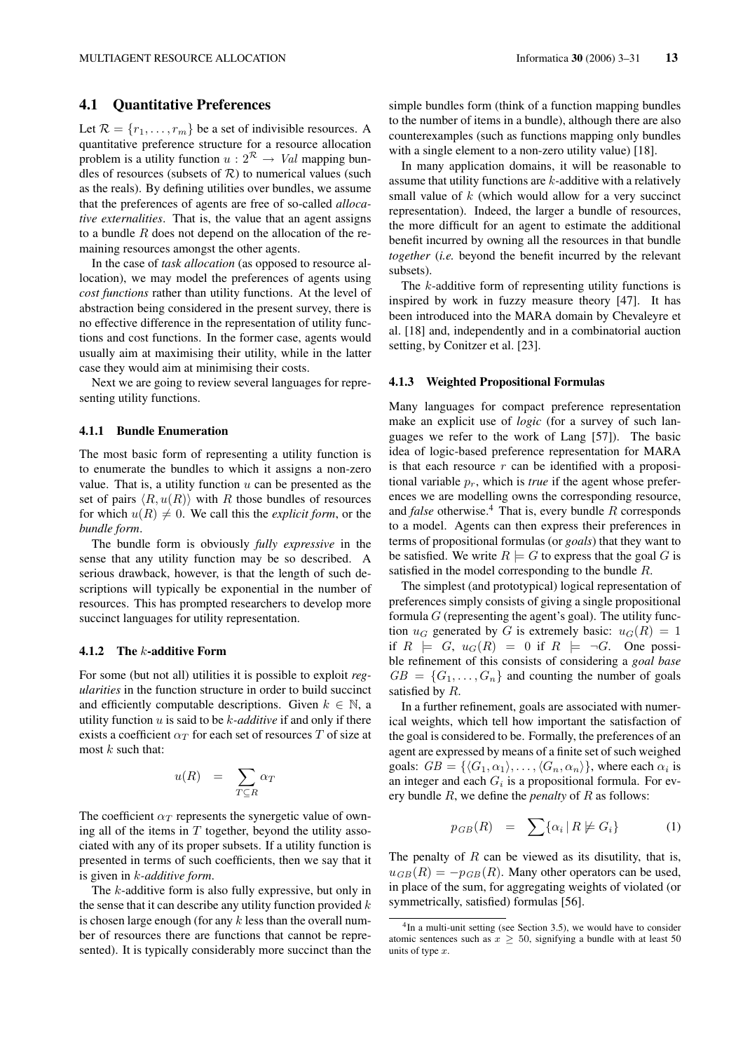## 4.1 Quantitative Preferences

Let $\mathcal{R} = \{r_1, \ldots, r_m\}$ be a set of indivisible resources. A quantitative preference structure for a resource allocation problem is a utility function $u : 2^{\mathcal{R}} \rightarrow \mathit{Val}$ mapping bundles of resources (subsets of $\mathcal{R}$) to numerical values (such as the reals). By defining utilities over bundles, we assume that the preferences of agents are free of so-called *allocative externalities*. That is, the value that an agent assigns to a bundle $R$ does not depend on the allocation of the remaining resources amongst the other agents.

In the case of *task allocation* (as opposed to resource allocation), we may model the preferences of agents using *cost functions* rather than utility functions. At the level of abstraction being considered in the present survey, there is no effective difference in the representation of utility functions and cost functions. In the former case, agents would usually aim at maximising their utility, while in the latter case they would aim at minimising their costs.

Next we are going to review several languages for representing utility functions.

### 4.1.1 Bundle Enumeration

The most basic form of representing a utility function is to enumerate the bundles to which it assigns a non-zero value. That is, a utility function $u$ can be presented as the set of pairs $\langle R, u(R)\rangle$ with $R$ those bundles of resources for which $u(R) \neq 0$. We call this the *explicit form*, or the *bundle form*.

The bundle form is obviously *fully expressive* in the sense that any utility function may be so described. A serious drawback, however, is that the length of such descriptions will typically be exponential in the number of resources. This has prompted researchers to develop more succinct languages for utility representation.

### 4.1.2 The $k$-additive Form

For some (but not all) utilities it is possible to exploit *regularities* in the function structure in order to build succinct and efficiently computable descriptions. Given $k \in \mathbb{N}$, a utility function $u$ is said to be *$k$-additive* if and only if there exists a coefficient $\alpha_T$ for each set of resources $T$ of size at most $k$ such that:

$$u(R) \quad = \quad \sum_{T \subseteq R} \alpha_T$$

The coefficient $\alpha_T$ represents the synergetic value of owning all of the items in $T$ together, beyond the utility associated with any of its proper subsets. If a utility function is presented in terms of such coefficients, then we say that it is given in *$k$-additive form*.

The $k$-additive form is also fully expressive, but only in the sense that it can describe any utility function provided $k$ is chosen large enough (for any $k$ less than the overall number of resources there are functions that cannot be represented). It is typically considerably more succinct than the simple bundles form (think of a function mapping bundles to the number of items in a bundle), although there are also counterexamples (such as functions mapping only bundles with a single element to a non-zero utility value) [18].

In many application domains, it will be reasonable to assume that utility functions are $k$-additive with a relatively small value of $k$ (which would allow for a very succinct representation). Indeed, the larger a bundle of resources, the more difficult for an agent to estimate the additional benefit incurred by owning all the resources in that bundle *together* (*i.e.* beyond the benefit incurred by the relevant subsets).

The $k$-additive form of representing utility functions is inspired by work in fuzzy measure theory [47]. It has been introduced into the MARA domain by Chevaleyre et al. [18] and, independently and in a combinatorial auction setting, by Conitzer et al. [23].

### 4.1.3 Weighted Propositional Formulas

Many languages for compact preference representation make an explicit use of *logic* (for a survey of such languages we refer to the work of Lang [57]). The basic idea of logic-based preference representation for MARA is that each resource $r$ can be identified with a propositional variable $p_r$, which is *true* if the agent whose preferences we are modelling owns the corresponding resource, and *false* otherwise.[4] That is, every bundle $R$ corresponds to a model. Agents can then express their preferences in terms of propositional formulas (or *goals*) that they want to be satisfied. We write $R \models G$ to express that the goal $G$ is satisfied in the model corresponding to the bundle $R$.

The simplest (and prototypical) logical representation of preferences simply consists of giving a single propositional formula $G$ (representing the agent's goal). The utility function $u_G$ generated by $G$ is extremely basic: $u_G(R) = 1$ if $R \models G$, $u_G(R) = 0$ if $R \models \neg G$. One possible refinement of this consists of considering a *goal base* $GB = \{G_1, \ldots, G_n\}$ and counting the number of goals satisfied by $R$.

In a further refinement, goals are associated with numerical weights, which tell how important the satisfaction of the goal is considered to be. Formally, the preferences of an agent are expressed by means of a finite set of such weighed goals: $GB = \{\langle G_1, \alpha_1\rangle, \ldots, \langle G_n, \alpha_n\rangle\}$, where each $\alpha_i$ is an integer and each $G_i$ is a propositional formula. For every bundle $R$, we define the *penalty* of $R$ as follows:

$$p_{GB}(R) \quad = \quad \sum\{\alpha_i \mid R \not\models G_i\} \tag{1}$$

The penalty of $R$ can be viewed as its disutility, that is, $u_{GB}(R) = -p_{GB}(R)$. Many other operators can be used, in place of the sum, for aggregating weights of violated (or symmetrically, satisfied) formulas [56].

[4] In a multi-unit setting (see Section 3.5), we would have to consider atomic sentences such as $x \geq 50$, signifying a bundle with at least 50 units of type $x$.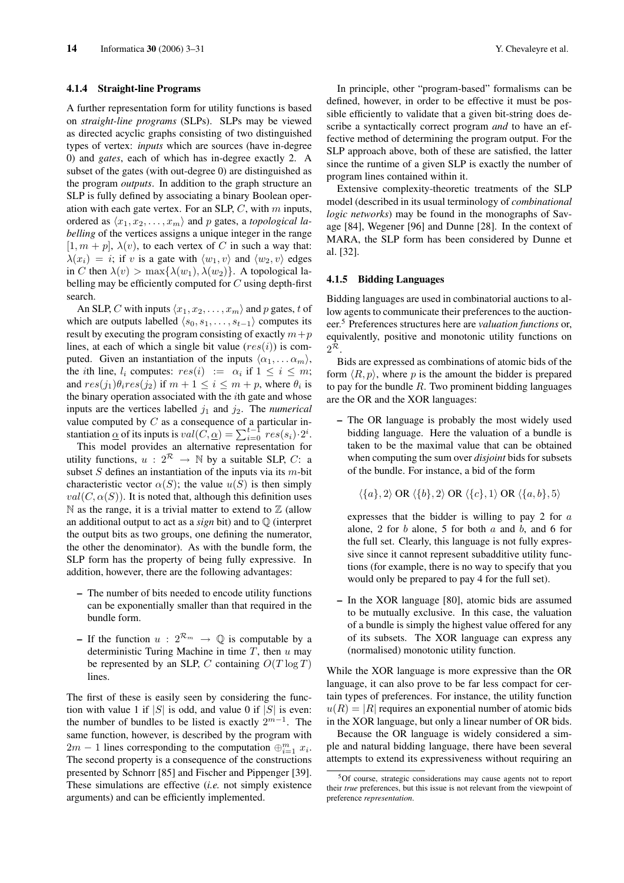#### 4.1.4 Straight-line Programs

A further representation form for utility functions is based on *straight-line programs* (SLPs). SLPs may be viewed as directed acyclic graphs consisting of two distinguished types of vertex: *inputs* which are sources (have in-degree 0) and *gates*, each of which has in-degree exactly 2. A subset of the gates (with out-degree 0) are distinguished as the program *outputs*. In addition to the graph structure an SLP is fully defined by associating a binary Boolean operation with each gate vertex. For an SLP, $C$, with $m$ inputs, ordered as $\langle x_1, x_2, \ldots, x_m\rangle$ and $p$ gates, a *topological labelling* of the vertices assigns a unique integer in the range $[1, m+p]$, $\lambda(v)$, to each vertex of $C$ in such a way that: $\lambda(x_i) = i$; if $v$ is a gate with $\langle w_1, v\rangle$ and $\langle w_2, v\rangle$ edges in $C$ then $\lambda(v) > \max\{\lambda(w_1), \lambda(w_2)\}$. A topological labelling may be efficiently computed for $C$ using depth-first search.

An SLP, $C$ with inputs $\langle x_1, x_2, \ldots, x_m\rangle$ and $p$ gates, $t$ of which are outputs labelled $\langle s_0, s_1, \ldots, s_{t-1}\rangle$ computes its result by executing the program consisting of exactly $m+p$ lines, at each of which a single bit value ($res(i)$) is computed. Given an instantiation of the inputs $\langle \alpha_1, \ldots \alpha_m\rangle$, the $i$th line, $l_i$ computes: $res(i) := \alpha_i$ if $1 \leq i \leq m$; and $res(j_1)\theta_i res(j_2)$ if $m+1 \leq i \leq m+p$, where $\theta_i$ is the binary operation associated with the $i$th gate and whose inputs are the vertices labelled $j_1$ and $j_2$. The *numerical* value computed by $C$ as a consequence of a particular instantiation $\underline{\alpha}$ of its inputs is $val(C, \underline{\alpha}) = \sum_{i=0}^{t-1} res(s_i) \cdot 2^i$.

This model provides an alternative representation for utility functions, $u : 2^{\mathcal{R}} \rightarrow \mathbb{N}$ by a suitable SLP, $C$: a subset $S$ defines an instantiation of the inputs via its $m$-bit characteristic vector $\alpha(S)$; the value $u(S)$ is then simply $val(C, \alpha(S))$. It is noted that, although this definition uses $\mathbb{N}$ as the range, it is a trivial matter to extend to $\mathbb{Z}$ (allow an additional output to act as a *sign* bit) and to $\mathbb{Q}$ (interpret the output bits as two groups, one defining the numerator, the other the denominator). As with the bundle form, the SLP form has the property of being fully expressive. In addition, however, there are the following advantages:

– The number of bits needed to encode utility functions can be exponentially smaller than that required in the bundle form.

– If the function $u : 2^{\mathcal{R}_m} \rightarrow \mathbb{Q}$ is computable by a deterministic Turing Machine in time $T$, then $u$ may be represented by an SLP, $C$ containing $O(T \log T)$ lines.

The first of these is easily seen by considering the function with value 1 if $|S|$ is odd, and value 0 if $|S|$ is even: the number of bundles to be listed is exactly $2^{m-1}$. The same function, however, is described by the program with $2m-1$ lines corresponding to the computation $\oplus_{i=1}^{m} x_i$. The second property is a consequence of the constructions presented by Schnorr [85] and Fischer and Pippenger [39]. These simulations are effective (*i.e.* not simply existence arguments) and can be efficiently implemented.

In principle, other "program-based" formalisms can be defined, however, in order to be effective it must be possible efficiently to validate that a given bit-string does describe a syntactically correct program *and* to have an effective method of determining the program output. For the SLP approach above, both of these are satisfied, the latter since the runtime of a given SLP is exactly the number of program lines contained within it.

Extensive complexity-theoretic treatments of the SLP model (described in its usual terminology of *combinational logic networks*) may be found in the monographs of Savage [84], Wegener [96] and Dunne [28]. In the context of MARA, the SLP form has been considered by Dunne et al. [32].

#### 4.1.5 Bidding Languages

Bidding languages are used in combinatorial auctions to allow agents to communicate their preferences to the auctioneer.[5] Preferences structures here are *valuation functions* or, equivalently, positive and monotonic utility functions on $2^{\mathcal{R}}$.

Bids are expressed as combinations of atomic bids of the form $\langle R, p\rangle$, where $p$ is the amount the bidder is prepared to pay for the bundle $R$. Two prominent bidding languages are the OR and the XOR languages:

– The OR language is probably the most widely used bidding language. Here the valuation of a bundle is taken to be the maximal value that can be obtained when computing the sum over *disjoint* bids for subsets of the bundle. For instance, a bid of the form

$$\langle \{a\}, 2\rangle \text{ OR } \langle \{b\}, 2\rangle \text{ OR } \langle \{c\}, 1\rangle \text{ OR } \langle \{a, b\}, 5\rangle$$

expresses that the bidder is willing to pay 2 for $a$ alone, 2 for $b$ alone, 5 for both $a$ and $b$, and 6 for the full set. Clearly, this language is not fully expressive since it cannot represent subadditive utility functions (for example, there is no way to specify that you would only be prepared to pay 4 for the full set).

– In the XOR language [80], atomic bids are assumed to be mutually exclusive. In this case, the valuation of a bundle is simply the highest value offered for any of its subsets. The XOR language can express any (normalised) monotonic utility function.

While the XOR language is more expressive than the OR language, it can also prove to be far less compact for certain types of preferences. For instance, the utility function $u(R) = |R|$ requires an exponential number of atomic bids in the XOR language, but only a linear number of OR bids.

Because the OR language is widely considered a simple and natural bidding language, there have been several attempts to extend its expressiveness without requiring an

[5] Of course, strategic considerations may cause agents not to report their *true* preferences, but this issue is not relevant from the viewpoint of preference *representation*.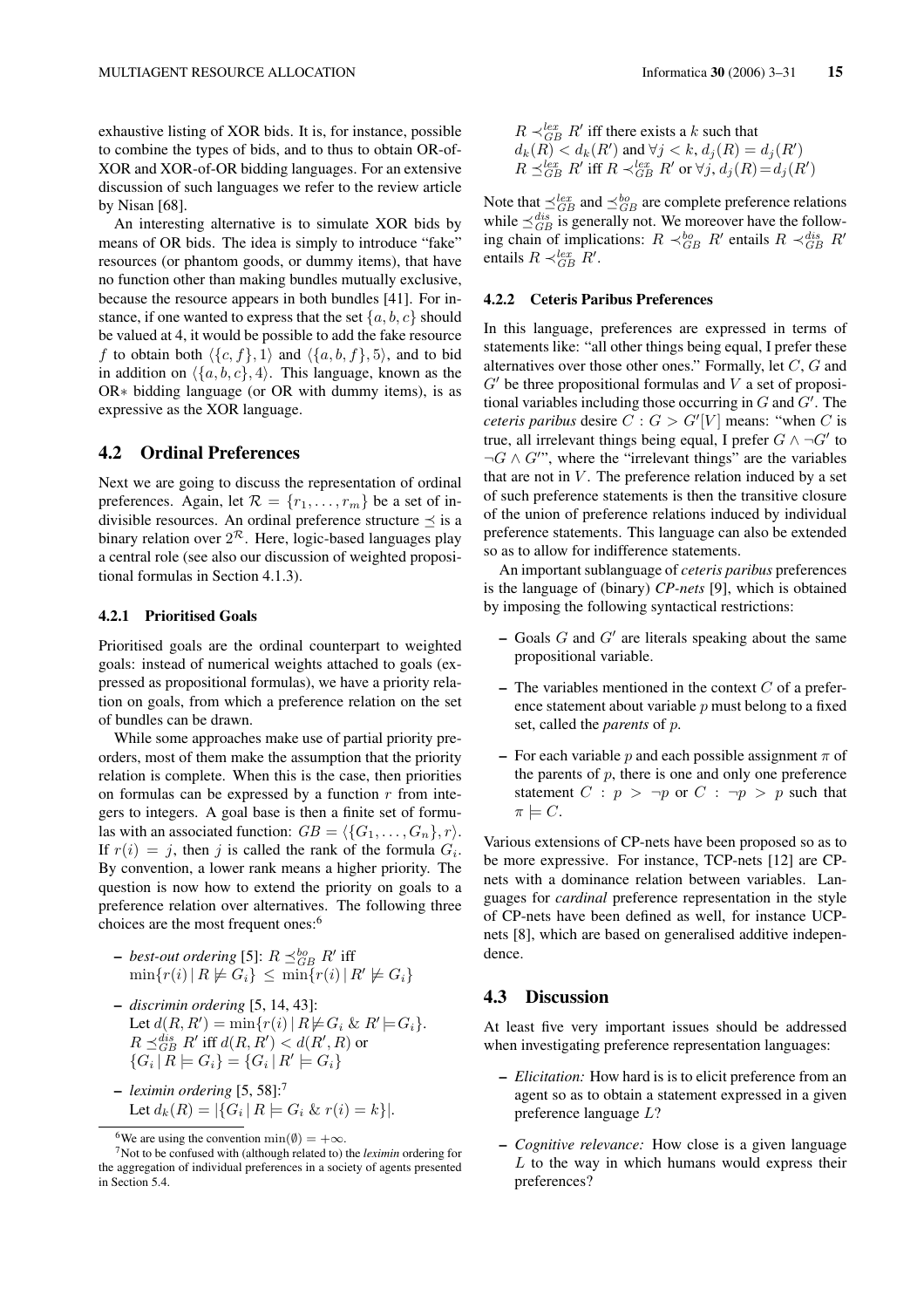exhaustive listing of XOR bids. It is, for instance, possible to combine the types of bids, and is thus to obtain OR-of-XOR and XOR-of-OR bidding languages. For an extensive discussion of such languages we refer to the review article by Nisan [68].

An interesting alternative is to simulate XOR bids by means of OR bids. The idea is simply to introduce "fake" resources (or phantom goods, or dummy items), that have no function other than making bundles mutually exclusive, because the resource appears in both bundles [41]. For instance, if one wanted to express that the set $\{a, b, c\}$ should be valued at 4, it would be possible to add the fake resource $f$ to obtain both $\langle\{c, f\}, 1\rangle$ and $\langle\{a, b, f\}, 5\rangle$, and to bid in addition on $\langle\{a, b, c\}, 4\rangle$. This language, known as the OR* bidding language (or OR with dummy items), is as expressive as the XOR language.

## 4.2 Ordinal Preferences

Next we are going to discuss the representation of ordinal preferences. Again, let $\mathcal{R} = \{r_1, \ldots, r_m\}$ be a set of indivisible resources. An ordinal preference structure $\preceq$ is a binary relation over $2^{\mathcal{R}}$. Here, logic-based languages play a central role (see also our discussion of weighted propositional formulas in Section 4.1.3).

### 4.2.1 Prioritised Goals

Prioritised goals are the ordinal counterpart to weighted goals: instead of numerical weights attached to goals (expressed as propositional formulas), we have a priority relation on goals, from which a preference relation on the set of bundles can be drawn.

While some approaches make use of partial priority preorders, most of them make the assumption that the priority relation is complete. When this is the case, then priorities on formulas can be expressed by a function $r$ from integers to integers. A goal base is then a finite set of formulas with an associated function: $GB = \langle\{G_1, \ldots, G_n\}, r\rangle$. If $r(i) = j$, then $j$ is called the rank of the formula $G_i$. By convention, a lower rank means a higher priority. The question is now how to extend the priority on goals to a preference relation over alternatives. The following three choices are the most frequent ones:[6]

- *best-out ordering* [5]: $R \preceq^{bo}_{GB} R'$ iff $\min\{r(i) \mid R \not\models G_i\} \leq \min\{r(i) \mid R' \not\models G_i\}$
- *discrimin ordering* [5, 14, 43]: Let $d(R, R') = \min\{r(i) \mid R \not\models G_i \;\&\; R' \models G_i\}$. $R \preceq^{dis}_{GB} R'$ iff $d(R, R') < d(R', R)$ or $\{G_i \mid R \models G_i\} = \{G_i \mid R' \models G_i\}$
- *leximin ordering* [5, 58]:[7] Let $d_k(R) = |\{G_i \mid R \models G_i \;\&\; r(i) = k\}|$.
  $R \prec^{lex}_{GB} R'$ iff there exists a $k$ such that $d_k(R) < d_k(R')$ and $\forall j < k, d_j(R) = d_j(R')$
  $R \preceq^{lex}_{GB} R'$ iff $R \prec^{lex}_{GB} R'$ or $\forall j, d_j(R) = d_j(R')$

Note that $\preceq^{lex}_{GB}$ and $\preceq^{bo}_{GB}$ are complete preference relations while $\preceq^{dis}_{GB}$ is generally not. We moreover have the following chain of implications: $R \prec^{bo}_{GB} R'$ entails $R \prec^{dis}_{GB} R'$ entails $R \prec^{lex}_{GB} R'$.

### 4.2.2 Ceteris Paribus Preferences

In this language, preferences are expressed in terms of statements like: "all other things being equal, I prefer these alternatives over those other ones." Formally, let $C$, $G$ and $G'$ be three propositional formulas and $V$ a set of propositional variables including those occurring in $G$ and $G'$. The *ceteris paribus* desire $C : G > G'[V]$ means: "when $C$ is true, all irrelevant things being equal, I prefer $G \wedge \neg G'$ to $\neg G \wedge G'$", where the "irrelevant things" are the variables that are not in $V$. The preference relation induced by a set of such preference statements is then the transitive closure of the union of preference relations induced by individual preference statements. This language can also be extended so as to allow for indifference statements.

An important sublanguage of *ceteris paribus* preferences is the language of (binary) *CP-nets* [9], which is obtained by imposing the following syntactical restrictions:

- Goals $G$ and $G'$ are literals speaking about the same propositional variable.
- The variables mentioned in the context $C$ of a preference statement about variable $p$ must belong to a fixed set, called the *parents* of $p$.
- For each variable $p$ and each possible assignment $\pi$ of the parents of $p$, there is one and only one preference statement $C : p > \neg p$ or $C : \neg p > p$ such that $\pi \models C$.

Various extensions of CP-nets have been proposed so as to be more expressive. For instance, TCP-nets [12] are CP-nets with a dominance relation between variables. Languages for *cardinal* preference representation in the style of CP-nets have been defined as well, for instance UCP-nets [8], which are based on generalised additive independence.

## 4.3 Discussion

At least five very important issues should be addressed when investigating preference representation languages:

- *Elicitation:* How hard is is to elicit preference from an agent so as to obtain a statement expressed in a given preference language $L$?
- *Cognitive relevance:* How close is a given language $L$ to the way in which humans would express their preferences?

[6] We are using the convention $\min(\emptyset) = +\infty$.

[7] Not to be confused with (although related to) the *leximin* ordering for the aggregation of individual preferences in a society of agents presented in Section 5.4.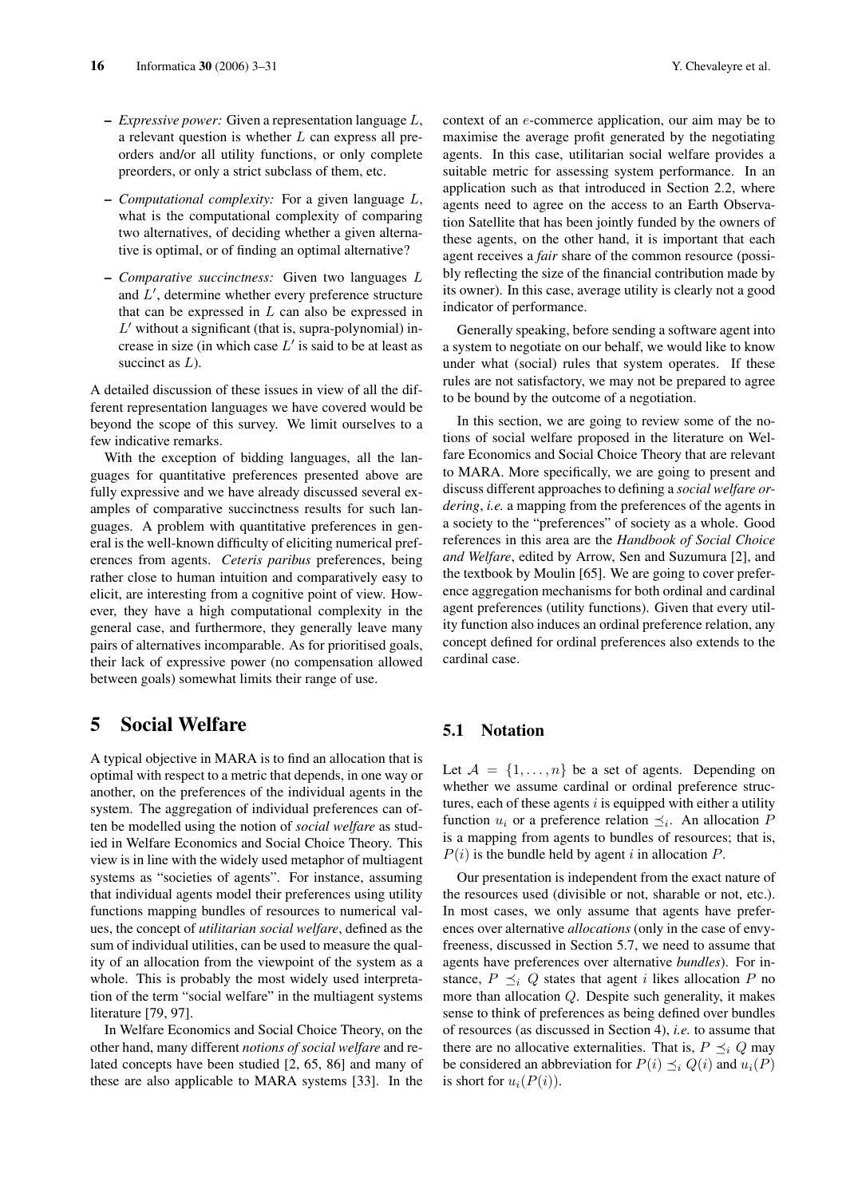- *Expressive power:* Given a representation language $L$, a relevant question is whether $L$ can express all preorders and/or all utility functions, or only complete preorders, or only a strict subclass of them, etc.

- *Computational complexity:* For a given language $L$, what is the computational complexity of comparing two alternatives, of deciding whether a given alternative is optimal, or of finding an optimal alternative?

- *Comparative succinctness:* Given two languages $L$ and $L'$, determine whether every preference structure that can be expressed in $L$ can also be expressed in $L'$ without a significant (that is, supra-polynomial) increase in size (in which case $L'$ is said to be at least as succinct as $L$).

A detailed discussion of these issues in view of all the different representation languages we have covered would be beyond the scope of this survey. We limit ourselves to a few indicative remarks.

With the exception of bidding languages, all the languages for quantitative preferences presented above are fully expressive and we have already discussed several examples of comparative succinctness results for such languages. A problem with quantitative preferences in general is the well-known difficulty of eliciting numerical preferences from agents. *Ceteris paribus* preferences, being rather close to human intuition and comparatively easy to elicit, are interesting from a cognitive point of view. However, they have a high computational complexity in the general case, and furthermore, they generally leave many pairs of alternatives incomparable. As for prioritised goals, their lack of expressive power (no compensation allowed between goals) somewhat limits their range of use.

# 5 Social Welfare

A typical objective in MARA is to find an allocation that is optimal with respect to a metric that depends, in one way or another, on the preferences of the individual agents in the system. The aggregation of individual preferences can often be modelled using the notion of *social welfare* as studied in Welfare Economics and Social Choice Theory. This view is in line with the widely used metaphor of multiagent systems as "societies of agents". For instance, assuming that individual agents model their preferences using utility functions mapping bundles of resources to numerical values, the concept of *utilitarian social welfare*, defined as the sum of individual utilities, can be used to measure the quality of an allocation from the viewpoint of the system as a whole. This is probably the most widely used interpretation of the term "social welfare" in the multiagent systems literature [79, 97].

In Welfare Economics and Social Choice Theory, on the other hand, many different *notions of social welfare* and related concepts have been studied [2, 65, 86] and many of these are also applicable to MARA systems [33]. In the context of an $e$-commerce application, our aim may be to maximise the average profit generated by the negotiating agents. In this case, utilitarian social welfare provides a suitable metric for assessing system performance. In an application such as that introduced in Section 2.2, where agents need to agree on the access to an Earth Observation Satellite that has been jointly funded by the owners of these agents, on the other hand, it is important that each agent receives a *fair* share of the common resource (possibly reflecting the size of the financial contribution made by its owner). In this case, average utility is clearly not a good indicator of performance.

Generally speaking, before sending a software agent into a system to negotiate on our behalf, we would like to know under what (social) rules that system operates. If these rules are not satisfactory, we may not be prepared to agree to be bound by the outcome of a negotiation.

In this section, we are going to review some of the notions of social welfare proposed in the literature on Welfare Economics and Social Choice Theory that are relevant to MARA. More specifically, we are going to present and discuss different approaches to defining a *social welfare ordering*, *i.e.* a mapping from the preferences of the agents in a society to the "preferences" of society as a whole. Good references in this area are the *Handbook of Social Choice and Welfare*, edited by Arrow, Sen and Suzumura [2], and the textbook by Moulin [65]. We are going to cover preference aggregation mechanisms for both ordinal and cardinal agent preferences (utility functions). Given that every utility function also induces an ordinal preference relation, any concept defined for ordinal preferences also extends to the cardinal case.

## 5.1 Notation

Let $\mathcal{A} = \{1, \ldots, n\}$ be a set of agents. Depending on whether we assume cardinal or ordinal preference structures, each of these agents $i$ is equipped with either a utility function $u_i$ or a preference relation $\preceq_i$. An allocation $P$ is a mapping from agents to bundles of resources; that is, $P(i)$ is the bundle held by agent $i$ in allocation $P$.

Our presentation is independent from the exact nature of the resources used (divisible or not, sharable or not, etc.). In most cases, we only assume that agents have preferences over alternative *allocations* (only in the case of envy-freeness, discussed in Section 5.7, we need to assume that agents have preferences over alternative *bundles*). For instance, $P \preceq_i Q$ states that agent $i$ likes allocation $P$ no more than allocation $Q$. Despite such generality, it makes sense to think of preferences as being defined over bundles of resources (as discussed in Section 4), *i.e.* to assume that there are no allocative externalities. That is, $P \preceq_i Q$ may be considered an abbreviation for $P(i) \preceq_i Q(i)$ and $u_i(P)$ is short for $u_i(P(i))$.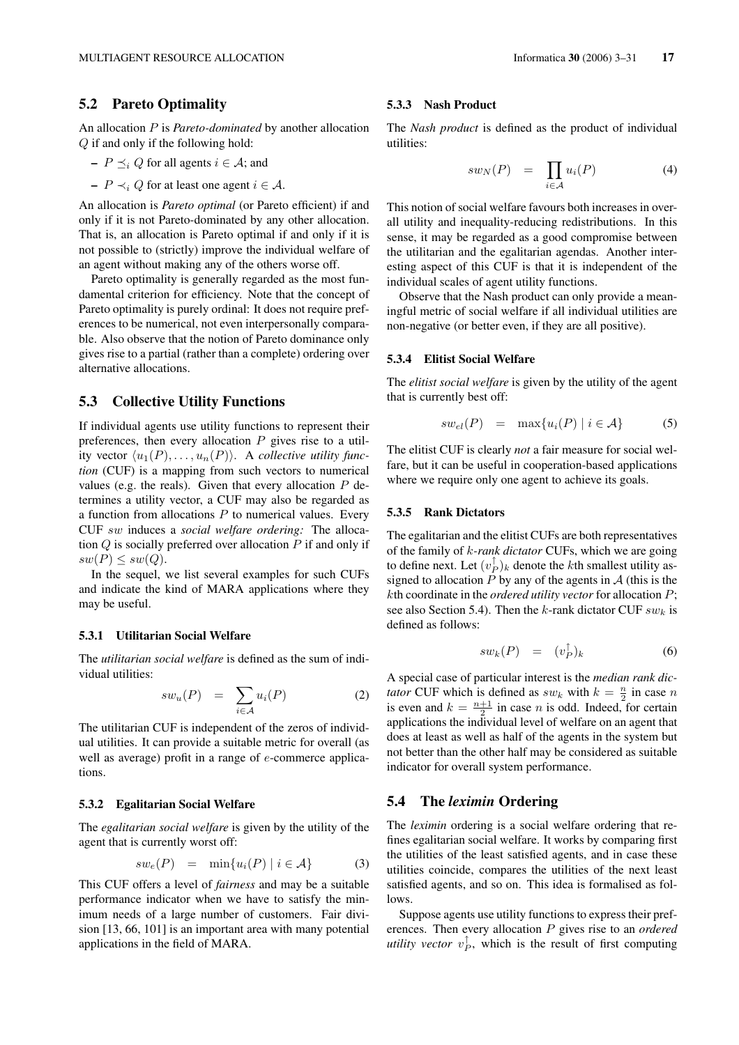## 5.2 Pareto Optimality

An allocation $P$ is *Pareto-dominated* by another allocation $Q$ if and only if the following hold:

- $P \preceq_i Q$ for all agents $i \in \mathcal{A}$; and
- $P \prec_i Q$ for at least one agent $i \in \mathcal{A}$.

An allocation is *Pareto optimal* (or Pareto efficient) if and only if it is not Pareto-dominated by any other allocation. That is, an allocation is Pareto optimal if and only if it is not possible to (strictly) improve the individual welfare of an agent without making any of the others worse off.

Pareto optimality is generally regarded as the most fundamental criterion for efficiency. Note that the concept of Pareto optimality is purely ordinal: It does not require preferences to be numerical, not even interpersonally comparable. Also observe that the notion of Pareto dominance only gives rise to a partial (rather than a complete) ordering over alternative allocations.

## 5.3 Collective Utility Functions

If individual agents use utility functions to represent their preferences, then every allocation $P$ gives rise to a utility vector $\langle u_1(P), \ldots, u_n(P)\rangle$. A *collective utility function* (CUF) is a mapping from such vectors to numerical values (e.g. the reals). Given that every allocation $P$ determines a utility vector, a CUF may also be regarded as a function from allocations $P$ to numerical values. Every CUF $sw$ induces a *social welfare ordering:* The allocation $Q$ is socially preferred over allocation $P$ if and only if $sw(P) \leq sw(Q)$.

In the sequel, we list several examples for such CUFs and indicate the kind of MARA applications where they may be useful.

### 5.3.1 Utilitarian Social Welfare

The *utilitarian social welfare* is defined as the sum of individual utilities:

$$sw_u(P) \quad = \quad \sum_{i \in \mathcal{A}} u_i(P) \tag{2}$$

The utilitarian CUF is independent of the zeros of individual utilities. It can provide a suitable metric for overall (as well as average) profit in a range of $e$-commerce applications.

### 5.3.2 Egalitarian Social Welfare

The *egalitarian social welfare* is given by the utility of the agent that is currently worst off:

$$sw_e(P) \quad = \quad \min\{u_i(P) \mid i \in \mathcal{A}\} \tag{3}$$

This CUF offers a level of *fairness* and may be a suitable performance indicator when we have to satisfy the minimum needs of a large number of customers. Fair division [13, 66, 101] is an important area with many potential applications in the field of MARA.

### 5.3.3 Nash Product

The *Nash product* is defined as the product of individual utilities:

$$sw_N(P) \quad = \quad \prod_{i \in \mathcal{A}} u_i(P) \tag{4}$$

This notion of social welfare favours both increases in overall utility and inequality-reducing redistributions. In this sense, it may be regarded as a good compromise between the utilitarian and the egalitarian agendas. Another interesting aspect of this CUF is that it is independent of the individual scales of agent utility functions.

Observe that the Nash product can only provide a meaningful metric of social welfare if all individual utilities are non-negative (or better even, if they are all positive).

### 5.3.4 Elitist Social Welfare

The *elitist social welfare* is given by the utility of the agent that is currently best off:

$$sw_{el}(P) \quad = \quad \max\{u_i(P) \mid i \in \mathcal{A}\} \tag{5}$$

The elitist CUF is clearly *not* a fair measure for social welfare, but it can be useful in cooperation-based applications where we require only one agent to achieve its goals.

### 5.3.5 Rank Dictators

The egalitarian and the elitist CUFs are both representatives of the family of $k$-*rank dictator* CUFs, which we are going to define next. Let $(v_P^{\uparrow})_k$ denote the $k$th smallest utility assigned to allocation $P$ by any of the agents in $\mathcal{A}$ (this is the $k$th coordinate in the *ordered utility vector* for allocation $P$; see also Section 5.4). Then the $k$-rank dictator CUF $sw_k$ is defined as follows:

$$sw_k(P) \quad = \quad (v_P^{\uparrow})_k \tag{6}$$

A special case of particular interest is the *median rank dictator* CUF which is defined as $sw_k$ with $k = \frac{n}{2}$ in case $n$ is even and $k = \frac{n+1}{2}$ in case $n$ is odd. Indeed, for certain applications the individual level of welfare on an agent that does at least as well as half of the agents in the system but not better than the other half may be considered as suitable indicator for overall system performance.

## 5.4 The *leximin* Ordering

The *leximin* ordering is a social welfare ordering that refines egalitarian social welfare. It works by comparing first the utilities of the least satisfied agents, and in case these utilities coincide, compares the utilities of the next least satisfied agents, and so on. This idea is formalised as follows.

Suppose agents use utility functions to express their preferences. Then every allocation $P$ gives rise to an *ordered utility vector* $v_P^{\uparrow}$, which is the result of first computing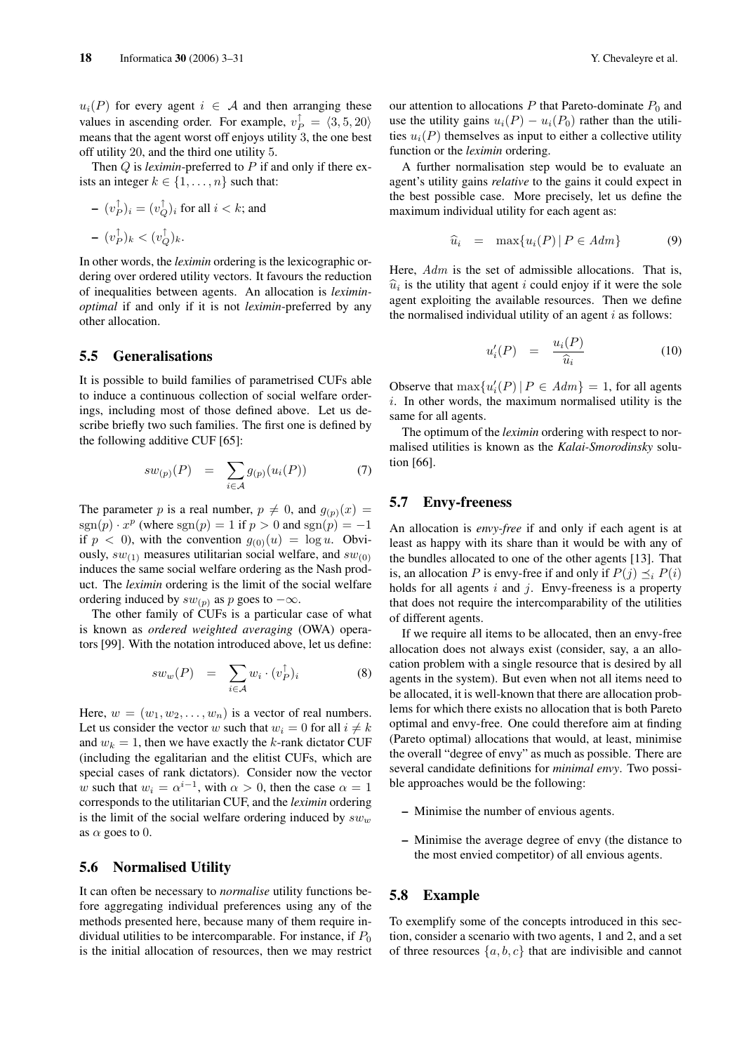$u_i(P)$ for every agent $i \in \mathcal{A}$ and then arranging these values in ascending order. For example, $v_P^{\uparrow} = \langle 3, 5, 20 \rangle$ means that the agent worst off enjoys utility 3, the one best off utility 20, and the third one utility 5.

Then $Q$ is *leximin*-preferred to $P$ if and only if there exists an integer $k \in \{1, \ldots, n\}$ such that:

- $(v_P^{\uparrow})_i = (v_Q^{\uparrow})_i$ for all $i < k$; and
- $(v_P^{\uparrow})_k < (v_Q^{\uparrow})_k$.

In other words, the *leximin* ordering is the lexicographic ordering over ordered utility vectors. It favours the reduction of inequalities between agents. An allocation is *leximin-optimal* if and only if it is not *leximin*-preferred by any other allocation.

## 5.5 Generalisations

It is possible to build families of parametrised CUFs able to induce a continuous collection of social welfare orderings, including most of those defined above. Let us describe briefly two such families. The first one is defined by the following additive CUF [65]:

$$sw_{(p)}(P) \quad = \quad \sum_{i \in \mathcal{A}} g_{(p)}(u_i(P)) \tag{7}$$

The parameter $p$ is a real number, $p \neq 0$, and $g_{(p)}(x) = \text{sgn}(p) \cdot x^p$ (where $\text{sgn}(p) = 1$ if $p > 0$ and $\text{sgn}(p) = -1$ if $p < 0$), with the convention $g_{(0)}(u) = \log u$. Obviously, $sw_{(1)}$ measures utilitarian social welfare, and $sw_{(0)}$ induces the same social welfare ordering as the Nash product. The *leximin* ordering is the limit of the social welfare ordering induced by $sw_{(p)}$ as $p$ goes to $-\infty$.

The other family of CUFs is a particular case of what is known as *ordered weighted averaging* (OWA) operators [99]. With the notation introduced above, let us define:

$$sw_w(P) \quad = \quad \sum_{i \in \mathcal{A}} w_i \cdot (v_P^{\uparrow})_i \tag{8}$$

Here, $w = (w_1, w_2, \ldots, w_n)$ is a vector of real numbers. Let us consider the vector $w$ such that $w_i = 0$ for all $i \neq k$ and $w_k = 1$, then we have exactly the $k$-rank dictator CUF (including the egalitarian and the elitist CUFs, which are special cases of rank dictators). Consider now the vector $w$ such that $w_i = \alpha^{i-1}$, with $\alpha > 0$, then the case $\alpha = 1$ corresponds to the utilitarian CUF, and the *leximin* ordering is the limit of the social welfare ordering induced by $sw_w$ as $\alpha$ goes to 0.

## 5.6 Normalised Utility

It can often be necessary to *normalise* utility functions before aggregating individual preferences using any of the methods presented here, because many of them require individual utilities to be intercomparable. For instance, if $P_0$ is the initial allocation of resources, then we may restrict our attention to allocations $P$ that Pareto-dominate $P_0$ and use the utility gains $u_i(P) - u_i(P_0)$ rather than the utilities $u_i(P)$ themselves as input to either a collective utility function or the *leximin* ordering.

A further normalisation step would be to evaluate an agent's utility gains *relative* to the gains it could expect in the best possible case. More precisely, let us define the maximum individual utility for each agent as:

$$\widehat{u}_i \quad = \quad \max\{u_i(P) \mid P \in Adm\} \tag{9}$$

Here, $Adm$ is the set of admissible allocations. That is, $\widehat{u}_i$ is the utility that agent $i$ could enjoy if it were the sole agent exploiting the available resources. Then we define the normalised individual utility of an agent $i$ as follows:

$$u'_i(P) \quad = \quad \frac{u_i(P)}{\widehat{u}_i} \tag{10}$$

Observe that $\max\{u'_i(P) \mid P \in Adm\} = 1$, for all agents $i$. In other words, the maximum normalised utility is the same for all agents.

The optimum of the *leximin* ordering with respect to normalised utilities is known as the *Kalai-Smorodinsky* solution [66].

## 5.7 Envy-freeness

An allocation is *envy-free* if and only if each agent is at least as happy with its share than it would be with any of the bundles allocated to one of the other agents [13]. That is, an allocation $P$ is envy-free if and only if $P(j) \preceq_i P(i)$ holds for all agents $i$ and $j$. Envy-freeness is a property that does not require the intercomparability of the utilities of different agents.

If we require all items to be allocated, then an envy-free allocation does not always exist (consider, say, a an allocation problem with a single resource that is desired by all agents in the system). But even when not all items need to be allocated, it is well-known that there are allocation problems for which there exists no allocation that is both Pareto optimal and envy-free. One could therefore aim at finding (Pareto optimal) allocations that would, at least, minimise the overall "degree of envy" as much as possible. There are several candidate definitions for *minimal envy*. Two possible approaches would be the following:

- Minimise the number of envious agents.
- Minimise the average degree of envy (the distance to the most envied competitor) of all envious agents.

## 5.8 Example

To exemplify some of the concepts introduced in this section, consider a scenario with two agents, 1 and 2, and a set of three resources $\{a, b, c\}$ that are indivisible and cannot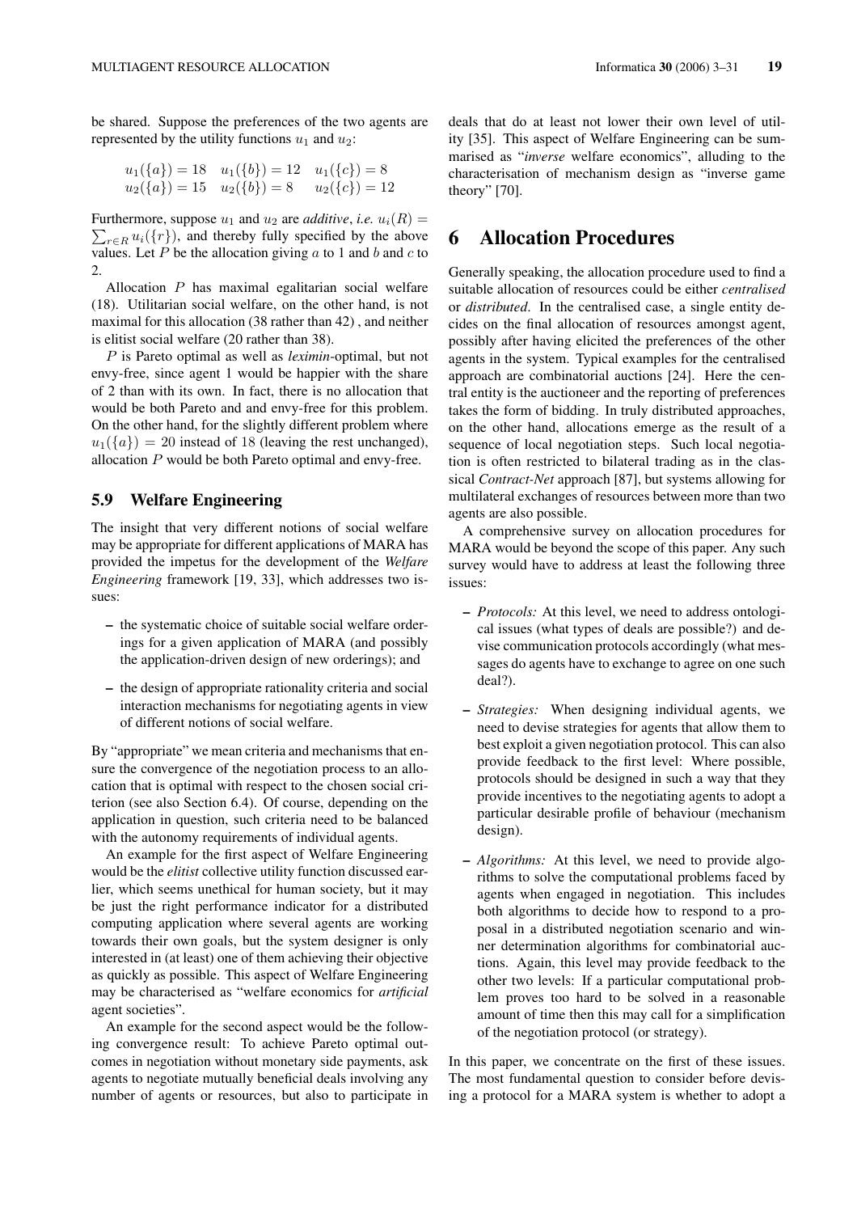be shared. Suppose the preferences of the two agents are represented by the utility functions $u_1$ and $u_2$:

$$u_1(\{a\}) = 18 \quad u_1(\{b\}) = 12 \quad u_1(\{c\}) = 8$$
$$u_2(\{a\}) = 15 \quad u_2(\{b\}) = 8 \quad u_2(\{c\}) = 12$$

Furthermore, suppose $u_1$ and $u_2$ are *additive*, *i.e.* $u_i(R) = \sum_{r \in R} u_i(\{r\})$, and thereby fully specified by the above values. Let $P$ be the allocation giving $a$ to 1 and $b$ and $c$ to 2.

Allocation $P$ has maximal egalitarian social welfare (18). Utilitarian social welfare, on the other hand, is not maximal for this allocation (38 rather than 42) , and neither is elitist social welfare (20 rather than 38).

$P$ is Pareto optimal as well as *leximin*-optimal, but not envy-free, since agent 1 would be happier with the share of 2 than with its own. In fact, there is no allocation that would be both Pareto and and envy-free for this problem. On the other hand, for the slightly different problem where $u_1(\{a\}) = 20$ instead of 18 (leaving the rest unchanged), allocation $P$ would be both Pareto optimal and envy-free.

### 5.9 Welfare Engineering

The insight that very different notions of social welfare may be appropriate for different applications of MARA has provided the impetus for the development of the *Welfare Engineering* framework [19, 33], which addresses two issues:

- the systematic choice of suitable social welfare orderings for a given application of MARA (and possibly the application-driven design of new orderings); and
- the design of appropriate rationality criteria and social interaction mechanisms for negotiating agents in view of different notions of social welfare.

By "appropriate" we mean criteria and mechanisms that ensure the convergence of the negotiation process to an allocation that is optimal with respect to the chosen social criterion (see also Section 6.4). Of course, depending on the application in question, such criteria need to be balanced with the autonomy requirements of individual agents.

An example for the first aspect of Welfare Engineering would be the *elitist* collective utility function discussed earlier, which seems unethical for human society, but it may be just the right performance indicator for a distributed computing application where several agents are working towards their own goals, but the system designer is only interested in (at least) one of them achieving their objective as quickly as possible. This aspect of Welfare Engineering may be characterised as "welfare economics for *artificial* agent societies".

An example for the second aspect would be the following convergence result: To achieve Pareto optimal outcomes in negotiation without monetary side payments, ask agents to negotiate mutually beneficial deals involving any number of agents or resources, but also to participate in deals that do at least not lower their own level of utility [35]. This aspect of Welfare Engineering can be summarised as "*inverse* welfare economics", alluding to the characterisation of mechanism design as "inverse game theory" [70].

## 6 Allocation Procedures

Generally speaking, the allocation procedure used to find a suitable allocation of resources could be either *centralised* or *distributed*. In the centralised case, a single entity decides on the final allocation of resources amongst agent, possibly after having elicited the preferences of the other agents in the system. Typical examples for the centralised approach are combinatorial auctions [24]. Here the central entity is the auctioneer and the reporting of preferences takes the form of bidding. In truly distributed approaches, on the other hand, allocations emerge as the result of a sequence of local negotiation steps. Such local negotiation is often restricted to bilateral trading as in the classical *Contract-Net* approach [87], but systems allowing for multilateral exchanges of resources between more than two agents are also possible.

A comprehensive survey on allocation procedures for MARA would be beyond the scope of this paper. Any such survey would have to address at least the following three issues:

- *Protocols:* At this level, we need to address ontological issues (what types of deals are possible?) and devise communication protocols accordingly (what messages do agents have to exchange to agree on one such deal?).
- *Strategies:* When designing individual agents, we need to devise strategies for agents that allow them to best exploit a given negotiation protocol. This can also provide feedback to the first level: Where possible, protocols should be designed in such a way that they provide incentives to the negotiating agents to adopt a particular desirable profile of behaviour (mechanism design).
- *Algorithms:* At this level, we need to provide algorithms to solve the computational problems faced by agents when engaged in negotiation. This includes both algorithms to decide how to respond to a proposal in a distributed negotiation scenario and winner determination algorithms for combinatorial auctions. Again, this level may provide feedback to the other two levels: If a particular computational problem proves too hard to be solved in a reasonable amount of time then this may call for a simplification of the negotiation protocol (or strategy).

In this paper, we concentrate on the first of these issues. The most fundamental question to consider before devising a protocol for a MARA system is whether to adopt a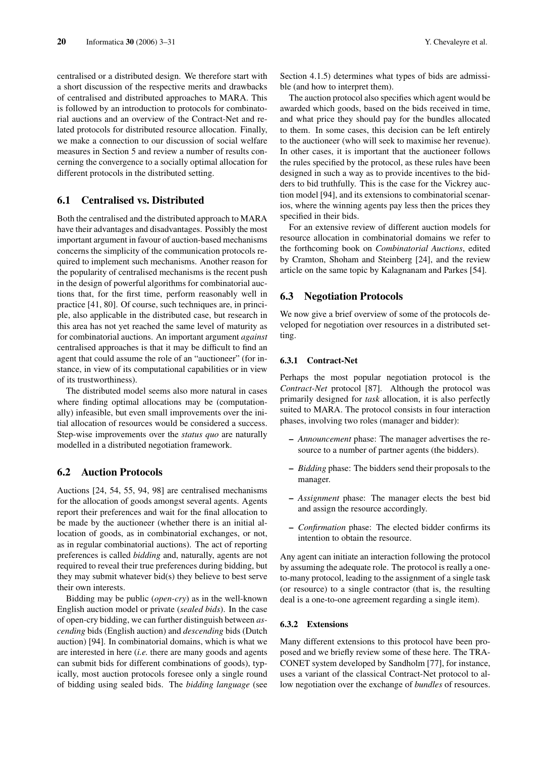centralised or a distributed design. We therefore start with a short discussion of the respective merits and drawbacks of centralised and distributed approaches to MARA. This is followed by an introduction to protocols for combinatorial auctions and an overview of the Contract-Net and related protocols for distributed resource allocation. Finally, we make a connection to our discussion of social welfare measures in Section 5 and review a number of results concerning the convergence to a socially optimal allocation for different protocols in the distributed setting.

## 6.1 Centralised vs. Distributed

Both the centralised and the distributed approach to MARA have their advantages and disadvantages. Possibly the most important argument in favour of auction-based mechanisms concerns the simplicity of the communication protocols required to implement such mechanisms. Another reason for the popularity of centralised mechanisms is the recent push in the design of powerful algorithms for combinatorial auctions that, for the first time, perform reasonably well in practice [41, 80]. Of course, such techniques are, in principle, also applicable in the distributed case, but research in this area has not yet reached the same level of maturity as for combinatorial auctions. An important argument *against* centralised approaches is that it may be difficult to find an agent that could assume the role of an "auctioneer" (for instance, in view of its computational capabilities or in view of its trustworthiness).

The distributed model seems also more natural in cases where finding optimal allocations may be (computationally) infeasible, but even small improvements over the initial allocation of resources would be considered a success. Step-wise improvements over the *status quo* are naturally modelled in a distributed negotiation framework.

## 6.2 Auction Protocols

Auctions [24, 54, 55, 94, 98] are centralised mechanisms for the allocation of goods amongst several agents. Agents report their preferences and wait for the final allocation to be made by the auctioneer (whether there is an initial allocation of goods, as in combinatorial exchanges, or not, as in regular combinatorial auctions). The act of reporting preferences is called *bidding* and, naturally, agents are not required to reveal their true preferences during bidding, but they may submit whatever bid(s) they believe to best serve their own interests.

Bidding may be public (*open-cry*) as in the well-known English auction model or private (*sealed bids*). In the case of open-cry bidding, we can further distinguish between *ascending* bids (English auction) and *descending* bids (Dutch auction) [94]. In combinatorial domains, which is what we are interested in here (*i.e.* there are many goods and agents can submit bids for different combinations of goods), typically, most auction protocols foresee only a single round of bidding using sealed bids. The *bidding language* (see Section 4.1.5) determines what types of bids are admissible (and how to interpret them).

The auction protocol also specifies which agent would be awarded which goods, based on the bids received in time, and what price they should pay for the bundles allocated to them. In some cases, this decision can be left entirely to the auctioneer (who will seek to maximise her revenue). In other cases, it is important that the auctioneer follows the rules specified by the protocol, as these rules have been designed in such a way as to provide incentives to the bidders to bid truthfully. This is the case for the Vickrey auction model [94], and its extensions to combinatorial scenarios, where the winning agents pay less then the prices they specified in their bids.

For an extensive review of different auction models for resource allocation in combinatorial domains we refer to the forthcoming book on *Combinatorial Auctions*, edited by Cramton, Shoham and Steinberg [24], and the review article on the same topic by Kalagnanam and Parkes [54].

## 6.3 Negotiation Protocols

We now give a brief overview of some of the protocols developed for negotiation over resources in a distributed setting.

### 6.3.1 Contract-Net

Perhaps the most popular negotiation protocol is the *Contract-Net* protocol [87]. Although the protocol was primarily designed for *task* allocation, it is also perfectly suited to MARA. The protocol consists in four interaction phases, involving two roles (manager and bidder):

- *Announcement* phase: The manager advertises the resource to a number of partner agents (the bidders).
- *Bidding* phase: The bidders send their proposals to the manager.
- *Assignment* phase: The manager elects the best bid and assign the resource accordingly.
- *Confirmation* phase: The elected bidder confirms its intention to obtain the resource.

Any agent can initiate an interaction following the protocol by assuming the adequate role. The protocol is really a one-to-many protocol, leading to the assignment of a single task (or resource) to a single contractor (that is, the resulting deal is a one-to-one agreement regarding a single item).

### 6.3.2 Extensions

Many different extensions to this protocol have been proposed and we briefly review some of these here. The TRACONET system developed by Sandholm [77], for instance, uses a variant of the classical Contract-Net protocol to allow negotiation over the exchange of *bundles* of resources.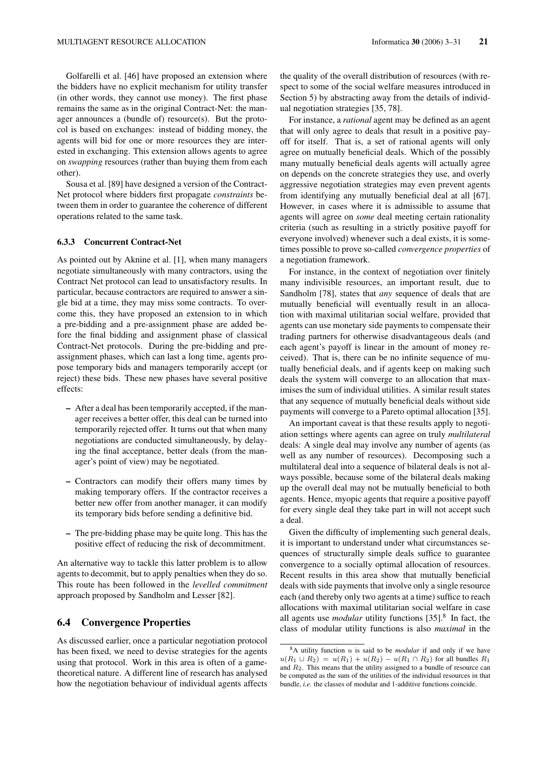Golfarelli et al. [46] have proposed an extension where the bidders have no explicit mechanism for utility transfer (in other words, they cannot use money). The first phase remains the same as in the original Contract-Net: the manager announces a (bundle of) resource(s). But the protocol is based on exchanges: instead of bidding money, the agents will bid for one or more resources they are interested in exchanging. This extension allows agents to agree on *swapping* resources (rather than buying them from each other).

Sousa et al. [89] have designed a version of the Contract-Net protocol where bidders first propagate *constraints* between them in order to guarantee the coherence of different operations related to the same task.

#### 6.3.3 Concurrent Contract-Net

As pointed out by Aknine et al. [1], when many managers negotiate simultaneously with many contractors, using the Contract Net protocol can lead to unsatisfactory results. In particular, because contractors are required to answer a single bid at a time, they may miss some contracts. To overcome this, they have proposed an extension to in which a pre-bidding and a pre-assignment phase are added before the final bidding and assignment phase of classical Contract-Net protocols. During the pre-bidding and pre-assignment phases, which can last a long time, agents propose temporary bids and managers temporarily accept (or reject) these bids. These new phases have several positive effects:

– After a deal has been temporarily accepted, if the manager receives a better offer, this deal can be turned into temporarily rejected offer. It turns out that when many negotiations are conducted simultaneously, by delaying the final acceptance, better deals (from the manager's point of view) may be negotiated.

– Contractors can modify their offers many times by making temporary offers. If the contractor receives a better new offer from another manager, it can modify its temporary bids before sending a definitive bid.

– The pre-bidding phase may be quite long. This has the positive effect of reducing the risk of decommitment.

An alternative way to tackle this latter problem is to allow agents to decommit, but to apply penalties when they do so. This route has been followed in the *levelled commitment* approach proposed by Sandholm and Lesser [82].

### 6.4 Convergence Properties

As discussed earlier, once a particular negotiation protocol has been fixed, we need to devise strategies for the agents using that protocol. Work in this area is often of a game-theoretical nature. A different line of research has analysed how the negotiation behaviour of individual agents affects the quality of the overall distribution of resources (with respect to some of the social welfare measures introduced in Section 5) by abstracting away from the details of individual negotiation strategies [35, 78].

For instance, a *rational* agent may be defined as an agent that will only agree to deals that result in a positive payoff for itself. That is, a set of rational agents will only agree on mutually beneficial deals. Which of the possibly many mutually beneficial deals agents will actually agree on depends on the concrete strategies they use, and overly aggressive negotiation strategies may even prevent agents from identifying any mutually beneficial deal at all [67]. However, in cases where it is admissible to assume that agents will agree on *some* deal meeting certain rationality criteria (such as resulting in a strictly positive payoff for everyone involved) whenever such a deal exists, it is sometimes possible to prove so-called *convergence properties* of a negotiation framework.

For instance, in the context of negotiation over finitely many indivisible resources, an important result, due to Sandholm [78], states that *any* sequence of deals that are mutually beneficial will eventually result in an allocation with maximal utilitarian social welfare, provided that agents can use monetary side payments to compensate their trading partners for otherwise disadvantageous deals (and each agent's payoff is linear in the amount of money received). That is, there can be no infinite sequence of mutually beneficial deals, and if agents keep on making such deals the system will converge to an allocation that maximises the sum of individual utilities. A similar result states that any sequence of mutually beneficial deals without side payments will converge to a Pareto optimal allocation [35].

An important caveat is that these results apply to negotiation settings where agents can agree on truly *multilateral* deals: A single deal may involve any number of agents (as well as any number of resources). Decomposing such a multilateral deal into a sequence of bilateral deals is not always possible, because some of the bilateral deals making up the overall deal may not be mutually beneficial to both agents. Hence, myopic agents that require a positive payoff for every single deal they take part in will not accept such a deal.

Given the difficulty of implementing such general deals, it is important to understand under what circumstances sequences of structurally simple deals suffice to guarantee convergence to a socially optimal allocation of resources. Recent results in this area show that mutually beneficial deals with side payments that involve only a single resource each (and thereby only two agents at a time) suffice to reach allocations with maximal utilitarian social welfare in case all agents use *modular* utility functions [35].[8] In fact, the class of modular utility functions is also *maximal* in the

[8] A utility function $u$ is said to be *modular* if and only if we have $u(R_1 \cup R_2) = u(R_1) + u(R_2) - u(R_1 \cap R_2)$ for all bundles $R_1$ and $R_2$. This means that the utility assigned to a bundle of resource can be computed as the sum of the utilities of the individual resources in that bundle, *i.e.* the classes of modular and 1-additive functions coincide.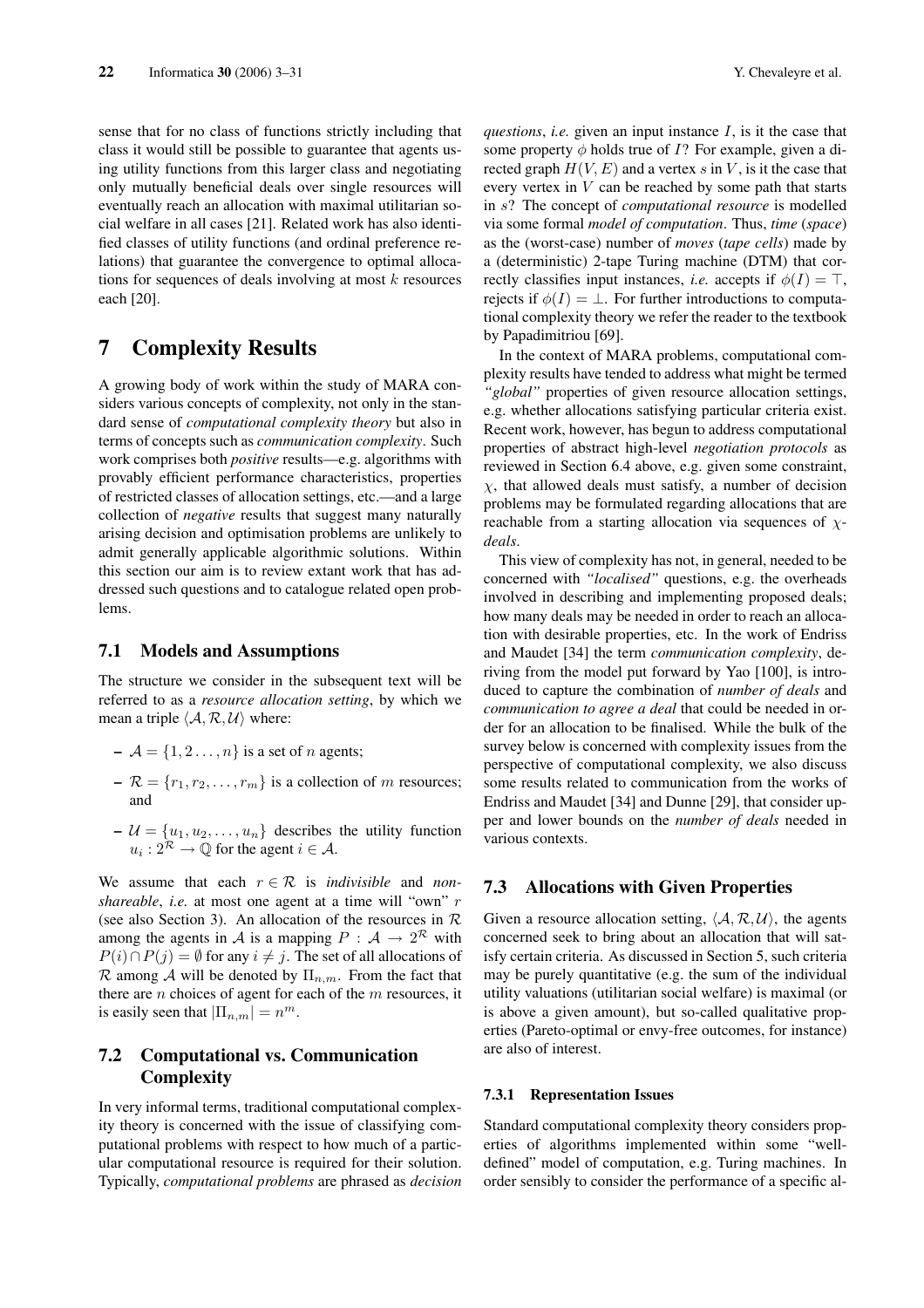sense that for no class of functions strictly including that class it would still be possible to guarantee that agents using utility functions from this larger class and negotiating only mutually beneficial deals over single resources will eventually reach an allocation with maximal utilitarian social welfare in all cases [21]. Related work has also identified classes of utility functions (and ordinal preference relations) that guarantee the convergence to optimal allocations for sequences of deals involving at most $k$ resources each [20].

# 7 Complexity Results

A growing body of work within the study of MARA considers various concepts of complexity, not only in the standard sense of *computational complexity theory* but also in terms of concepts such as *communication complexity*. Such work comprises both *positive* results—e.g. algorithms with provably efficient performance characteristics, properties of restricted classes of allocation settings, etc.—and a large collection of *negative* results that suggest many naturally arising decision and optimisation problems are unlikely to admit generally applicable algorithmic solutions. Within this section our aim is to review extant work that has addressed such questions and to catalogue related open problems.

## 7.1 Models and Assumptions

The structure we consider in the subsequent text will be referred to as a *resource allocation setting*, by which we mean a triple $\langle \mathcal{A}, \mathcal{R}, \mathcal{U} \rangle$ where:

- $\mathcal{A} = \{1, 2 \ldots, n\}$ is a set of $n$ agents;
- $\mathcal{R} = \{r_1, r_2, \ldots, r_m\}$ is a collection of $m$ resources; and
- $\mathcal{U} = \{u_1, u_2, \ldots, u_n\}$ describes the utility function $u_i : 2^{\mathcal{R}} \to \mathbb{Q}$ for the agent $i \in \mathcal{A}$.

We assume that each $r \in \mathcal{R}$ is *indivisible* and *non-shareable*, *i.e.* at most one agent at a time will "own" $r$ (see also Section 3). An allocation of the resources in $\mathcal{R}$ among the agents in $\mathcal{A}$ is a mapping $P : \mathcal{A} \to 2^{\mathcal{R}}$ with $P(i) \cap P(j) = \emptyset$ for any $i \neq j$. The set of all allocations of $\mathcal{R}$ among $\mathcal{A}$ will be denoted by $\Pi_{n,m}$. From the fact that there are $n$ choices of agent for each of the $m$ resources, it is easily seen that $|\Pi_{n,m}| = n^m$.

## 7.2 Computational vs. Communication Complexity

In very informal terms, traditional computational complexity theory is concerned with the issue of classifying computational problems with respect to how much of a particular computational resource is required for their solution. Typically, *computational problems* are phrased as *decision questions*, *i.e.* given an input instance $I$, is it the case that some property $\phi$ holds true of $I$? For example, given a directed graph $H(V, E)$ and a vertex $s$ in $V$, is it the case that every vertex in $V$ can be reached by some path that starts in $s$? The concept of *computational resource* is modelled via some formal *model of computation*. Thus, *time* (*space*) as the (worst-case) number of *moves* (*tape cells*) made by a (deterministic) 2-tape Turing machine (DTM) that correctly classifies input instances, *i.e.* accepts if $\phi(I) = \top$, rejects if $\phi(I) = \bot$. For further introductions to computational complexity theory we refer the reader to the textbook by Papadimitriou [69].

In the context of MARA problems, computational complexity results have tended to address what might be termed *"global"* properties of given resource allocation settings, e.g. whether allocations satisfying particular criteria exist. Recent work, however, has begun to address computational properties of abstract high-level *negotiation protocols* as reviewed in Section 6.4 above, e.g. given some constraint, $\chi$, that allowed deals must satisfy, a number of decision problems may be formulated regarding allocations that are reachable from a starting allocation via sequences of $\chi$-*deals*.

This view of complexity has not, in general, needed to be concerned with *"localised"* questions, e.g. the overheads involved in describing and implementing proposed deals; how many deals may be needed in order to reach an allocation with desirable properties, etc. In the work of Endriss and Maudet [34] the term *communication complexity*, deriving from the model put forward by Yao [100], is introduced to capture the combination of *number of deals* and *communication to agree a deal* that could be needed in order for an allocation to be finalised. While the bulk of the survey below is concerned with complexity issues from the perspective of computational complexity, we also discuss some results related to communication from the works of Endriss and Maudet [34] and Dunne [29], that consider upper and lower bounds on the *number of deals* needed in various contexts.

## 7.3 Allocations with Given Properties

Given a resource allocation setting, $\langle \mathcal{A}, \mathcal{R}, \mathcal{U} \rangle$, the agents concerned seek to bring about an allocation that will satisfy certain criteria. As discussed in Section 5, such criteria may be purely quantitative (e.g. the sum of the individual utility valuations (utilitarian social welfare) is maximal (or is above a given amount), but so-called qualitative properties (Pareto-optimal or envy-free outcomes, for instance) are also of interest.

### 7.3.1 Representation Issues

Standard computational complexity theory considers properties of algorithms implemented within some "well-defined" model of computation, e.g. Turing machines. In order sensibly to consider the performance of a specific al-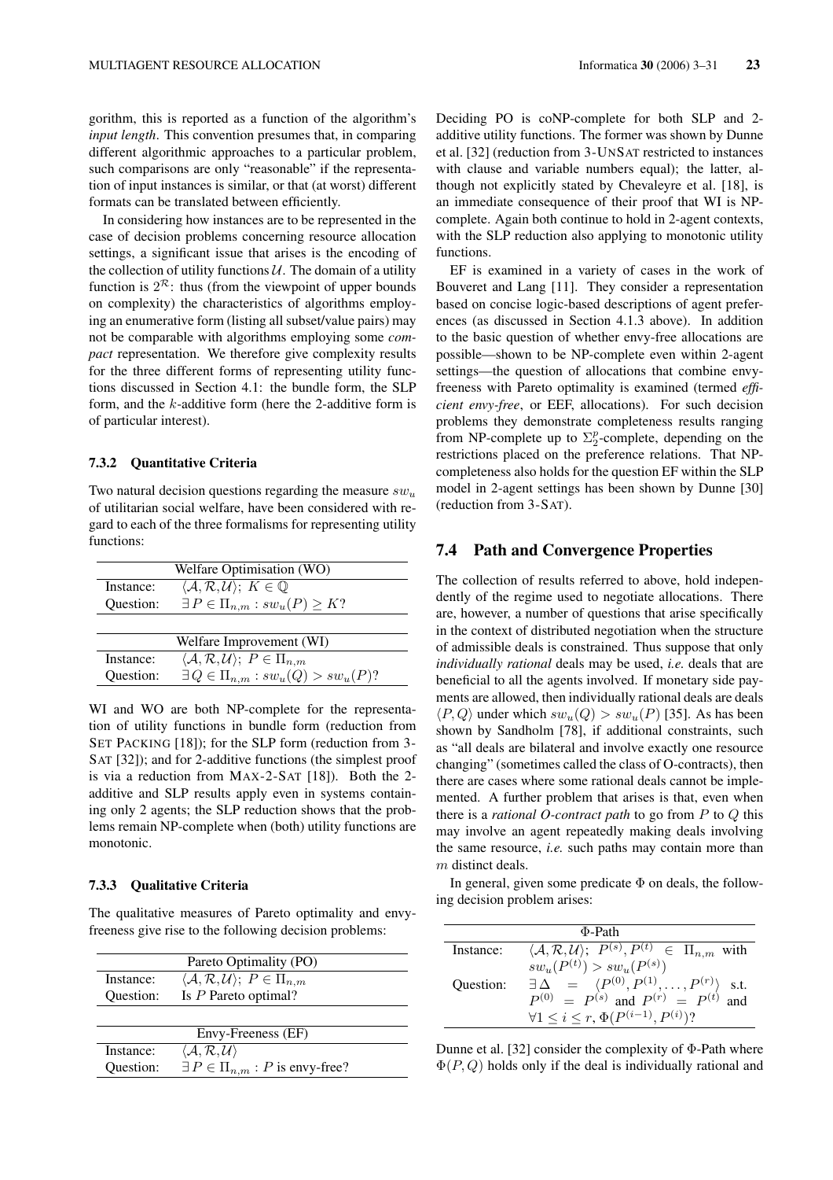gorithm, this is reported as a function of the algorithm's *input length*. This convention presumes that, in comparing different algorithmic approaches to a particular problem, such comparisons are only "reasonable" if the representation of input instances is similar, or that (at worst) different formats can be translated between efficiently.

In considering how instances are to be represented in the case of decision problems concerning resource allocation settings, a significant issue that arises is the encoding of the collection of utility functions $\mathcal{U}$. The domain of a utility function is $2^{\mathcal{R}}$: thus (from the viewpoint of upper bounds on complexity) the characteristics of algorithms employing an enumerative form (listing all subset/value pairs) may not be comparable with algorithms employing some *compact* representation. We therefore give complexity results for the three different forms of representing utility functions discussed in Section 4.1: the bundle form, the SLP form, and the $k$-additive form (here the 2-additive form is of particular interest).

#### 7.3.2 Quantitative Criteria

Two natural decision questions regarding the measure $sw_u$ of utilitarian social welfare, have been considered with regard to each of the three formalisms for representing utility functions:

| Welfare Optimisation (WO) | |
|---|---|
| Instance: | $\langle \mathcal{A}, \mathcal{R}, \mathcal{U} \rangle$; $K \in \mathbb{Q}$ |
| Question: | $\exists\, P \in \Pi_{n,m} : sw_u(P) \geq K$? |

| Welfare Improvement (WI) | |
|---|---|
| Instance: | $\langle \mathcal{A}, \mathcal{R}, \mathcal{U} \rangle$; $P \in \Pi_{n,m}$ |
| Question: | $\exists\, Q \in \Pi_{n,m} : sw_u(Q) > sw_u(P)$? |

WI and WO are both NP-complete for the representation of utility functions in bundle form (reduction from SET PACKING [18]); for the SLP form (reduction from 3-SAT [32]); and for 2-additive functions (the simplest proof is via a reduction from MAX-2-SAT [18]). Both the 2-additive and SLP results apply even in systems containing only 2 agents; the SLP reduction shows that the problems remain NP-complete when (both) utility functions are monotonic.

#### 7.3.3 Qualitative Criteria

The qualitative measures of Pareto optimality and envy-freeness give rise to the following decision problems:

| Pareto Optimality (PO) | |
|---|---|
| Instance: | $\langle \mathcal{A}, \mathcal{R}, \mathcal{U} \rangle$; $P \in \Pi_{n,m}$ |
| Question: | Is $P$ Pareto optimal? |

| Envy-Freeness (EF) | |
|---|---|
| Instance: | $\langle \mathcal{A}, \mathcal{R}, \mathcal{U} \rangle$ |
| Question: | $\exists\, P \in \Pi_{n,m} : P$ is envy-free? |

Deciding PO is coNP-complete for both SLP and 2-additive utility functions. The former was shown by Dunne et al. [32] (reduction from 3-UNSAT restricted to instances with clause and variable numbers equal); the latter, although not explicitly stated by Chevaleyre et al. [18], is an immediate consequence of their proof that WI is NP-complete. Again both continue to hold in 2-agent contexts, with the SLP reduction also applying to monotonic utility functions.

EF is examined in a variety of cases in the work of Bouveret and Lang [11]. They consider a representation based on concise logic-based descriptions of agent preferences (as discussed in Section 4.1.3 above). In addition to the basic question of whether envy-free allocations are possible—shown to be NP-complete even within 2-agent settings—the question of allocations that combine envy-freeness with Pareto optimality is examined (termed *efficient envy-free*, or EEF, allocations). For such decision problems they demonstrate completeness results ranging from NP-complete up to $\Sigma_2^p$-complete, depending on the restrictions placed on the preference relations. That NP-completeness also holds for the question EF within the SLP model in 2-agent settings has been shown by Dunne [30] (reduction from 3-SAT).

## 7.4 Path and Convergence Properties

The collection of results referred to above, hold independently of the regime used to negotiate allocations. There are, however, a number of questions that arise specifically in the context of distributed negotiation when the structure of admissible deals is constrained. Thus suppose that only *individually rational* deals may be used, *i.e.* deals that are beneficial to all the agents involved. If monetary side payments are allowed, then individually rational deals are deals $\langle P, Q \rangle$ under which $sw_u(Q) > sw_u(P)$ [35]. As has been shown by Sandholm [78], if additional constraints, such as "all deals are bilateral and involve exactly one resource changing" (sometimes called the class of O-contracts), then there are cases where some rational deals cannot be implemented. A further problem that arises is that, even when there is a *rational O-contract path* to go from $P$ to $Q$ this may involve an agent repeatedly making deals involving the same resource, *i.e.* such paths may contain more than $m$ distinct deals.

In general, given some predicate $\Phi$ on deals, the following decision problem arises:

| $\Phi$-Path | |
|---|---|
| Instance: | $\langle \mathcal{A}, \mathcal{R}, \mathcal{U} \rangle$; $P^{(s)}, P^{(t)} \in \Pi_{n,m}$ with $sw_u(P^{(t)}) > sw_u(P^{(s)})$ |
| Question: | $\exists\, \Delta = \langle P^{(0)}, P^{(1)}, \ldots, P^{(r)} \rangle$ s.t. $P^{(0)} = P^{(s)}$ and $P^{(r)} = P^{(t)}$ and $\forall 1 \leq i \leq r, \Phi(P^{(i-1)}, P^{(i)})$? |

Dunne et al. [32] consider the complexity of $\Phi$-Path where $\Phi(P, Q)$ holds only if the deal is individually rational and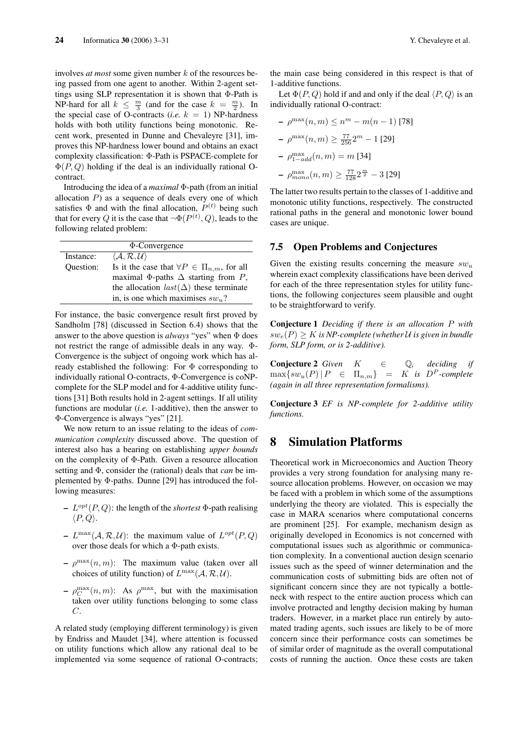involves *at most* some given number $k$ of the resources being passed from one agent to another. Within 2-agent settings using SLP representation it is shown that $\Phi$-Path is NP-hard for all $k \leq \frac{m}{3}$ (and for the case $k = \frac{m}{2}$). In the special case of O-contracts (*i.e.* $k = 1$) NP-hardness holds with both utility functions being monotonic. Recent work, presented in Dunne and Chevaleyre [31], improves this NP-hardness lower bound and obtains an exact complexity classification: $\Phi$-Path is PSPACE-complete for $\Phi(P, Q)$ holding if the deal is an individually rational O-contract.

Introducing the idea of a *maximal* $\Phi$-path (from an initial allocation $P$) as a sequence of deals every one of which satisfies $\Phi$ and with the final allocation, $P^{(t)}$ being such that for every $Q$ it is the case that $\neg\Phi(P^{(t)}, Q)$, leads to the following related problem:

| $\Phi$-Convergence | |
|---|---|
| Instance: | $\langle \mathcal{A}, \mathcal{R}, \mathcal{U} \rangle$ |
| Question: | Is it the case that $\forall P \in \Pi_{n,m}$, for all maximal $\Phi$-paths $\Delta$ starting from $P$, the allocation $last(\Delta)$ these terminate in, is one which maximises $sw_u$? |

For instance, the basic convergence result first proved by Sandholm [78] (discussed in Section 6.4) shows that the answer to the above question is *always* "yes" when $\Phi$ does not restrict the range of admissible deals in any way. $\Phi$-Convergence is the subject of ongoing work which has already established the following: For $\Phi$ corresponding to individually rational O-contracts, $\Phi$-Convergence is coNP-complete for the SLP model and for 4-additive utility functions [31] Both results hold in 2-agent settings. If all utility functions are modular (*i.e.* 1-additive), then the answer to $\Phi$-Convergence is always "yes" [21].

We now return to an issue relating to the ideas of *communication complexity* discussed above. The question of interest also has a bearing on establishing *upper bounds* on the complexity of $\Phi$-Path. Given a resource allocation setting and $\Phi$, consider the (rational) deals that *can* be implemented by $\Phi$-paths. Dunne [29] has introduced the following measures:

- $L^{opt}(P, Q)$: the length of the *shortest* $\Phi$-path realising $\langle P, Q \rangle$.
- $L^{\max}(\mathcal{A}, \mathcal{R}, \mathcal{U})$: the maximum value of $L^{opt}(P, Q)$ over those deals for which a $\Phi$-path exists.
- $\rho^{\max}(n, m)$: The maximum value (taken over all choices of utility function) of $L^{\max}(\mathcal{A}, \mathcal{R}, \mathcal{U})$.
- $\rho^{\max}_C(n, m)$: As $\rho^{\max}$, but with the maximisation taken over utility functions belonging to some class $C$.

A related study (employing different terminology) is given by Endriss and Maudet [34], where attention is focussed on utility functions which allow any rational deal to be implemented via some sequence of rational O-contracts; the main case being considered in this respect is that of 1-additive functions.

Let $\Phi(P, Q)$ hold if and and only if the deal $\langle P, Q \rangle$ is an individually rational O-contract:

- $\rho^{\max}(n, m) \leq n^m - m(n-1)$ [78]
- $\rho^{\max}(n, m) \geq \frac{77}{256} 2^m - 1$ [29]
- $\rho^{\max}_{1-add}(n, m) = m$ [34]
- $\rho^{\max}_{mono}(n, m) \geq \frac{77}{128} 2^{\frac{m}{2}} - 3$ [29]

The latter two results pertain to the classes of 1-additive and monotonic utility functions, respectively. The constructed rational paths in the general and monotonic lower bound cases are unique.

### 7.5 Open Problems and Conjectures

Given the existing results concerning the measure $sw_u$ wherein exact complexity classifications have been derived for each of the three representation styles for utility functions, the following conjectures seem plausible and ought to be straightforward to verify.

**Conjecture 1** *Deciding if there is an allocation $P$ with $sw_e(P) \geq K$ is NP-complete (whether $\mathcal{U}$ is given in bundle form, SLP form, or is 2-additive).*

**Conjecture 2** *Given $K \in \mathbb{Q}$, deciding if $\max\{sw_u(P) \mid P \in \Pi_{n,m}\} = K$ is $D^P$-complete (again in all three representation formalisms).*

**Conjecture 3** *EF is NP-complete for 2-additive utility functions.*

## 8 Simulation Platforms

Theoretical work in Microeconomics and Auction Theory provides a very strong foundation for analysing many resource allocation problems. However, on occasion we may be faced with a problem in which some of the assumptions underlying the theory are violated. This is especially the case in MARA scenarios where computational concerns are prominent [25]. For example, mechanism design as originally developed in Economics is not concerned with computational issues such as algorithmic or communication complexity. In a conventional auction design scenario issues such as the speed of winner determination and the communication costs of submitting bids are often not of significant concern since they are not typically a bottleneck with respect to the entire auction process which can involve protracted and lengthy decision making by human traders. However, in a market place run entirely by automated trading agents, such issues are likely to be of more concern since their performance costs can sometimes be of similar order of magnitude as the overall computational costs of running the auction. Once these costs are taken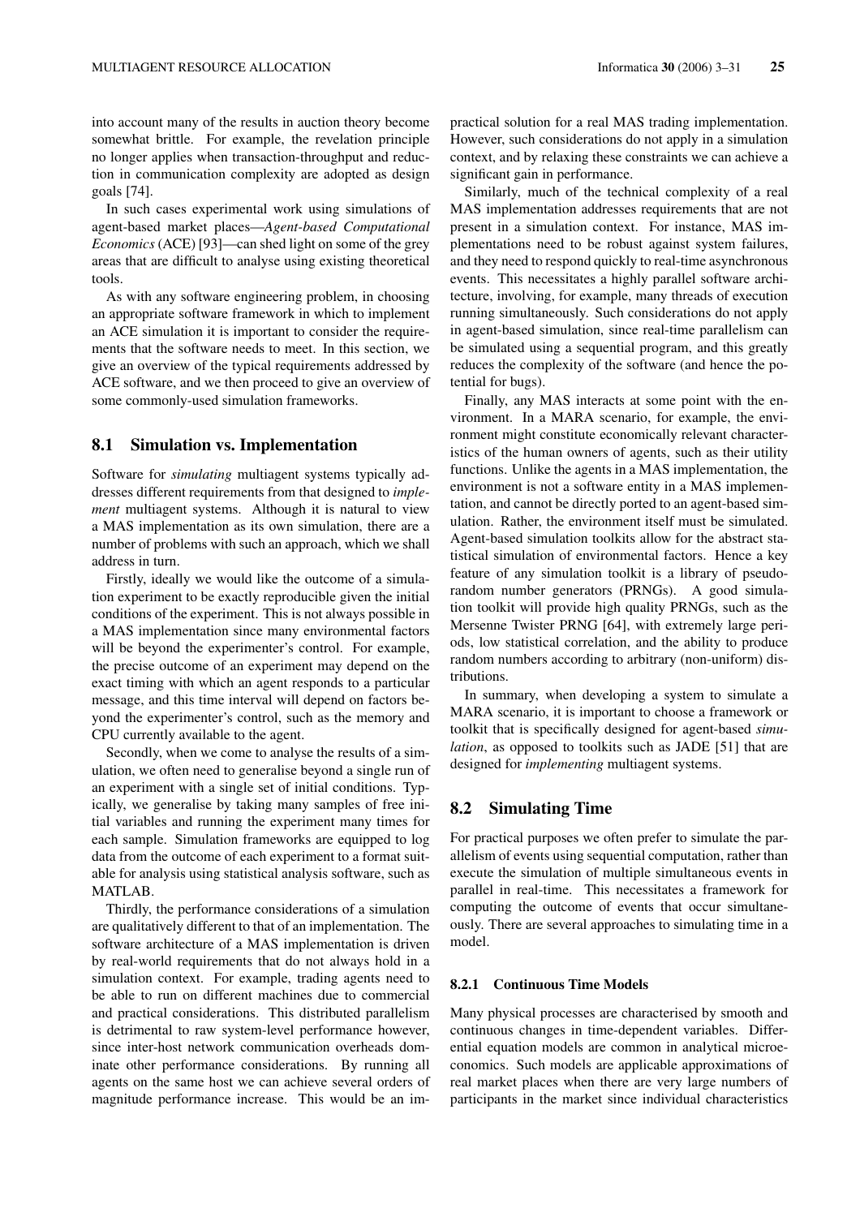into account many of the results in auction theory become somewhat brittle. For example, the revelation principle no longer applies when transaction-throughput and reduction in communication complexity are adopted as design goals [74].

In such cases experimental work using simulations of agent-based market places—*Agent-based Computational Economics* (ACE) [93]—can shed light on some of the grey areas that are difficult to analyse using existing theoretical tools.

As with any software engineering problem, in choosing an appropriate software framework in which to implement an ACE simulation it is important to consider the requirements that the software needs to meet. In this section, we give an overview of the typical requirements addressed by ACE software, and we then proceed to give an overview of some commonly-used simulation frameworks.

## 8.1 Simulation vs. Implementation

Software for *simulating* multiagent systems typically addresses different requirements from that designed to *implement* multiagent systems. Although it is natural to view a MAS implementation as its own simulation, there are a number of problems with such an approach, which we shall address in turn.

Firstly, ideally we would like the outcome of a simulation experiment to be exactly reproducible given the initial conditions of the experiment. This is not always possible in a MAS implementation since many environmental factors will be beyond the experimenter's control. For example, the precise outcome of an experiment may depend on the exact timing with which an agent responds to a particular message, and this time interval will depend on factors beyond the experimenter's control, such as the memory and CPU currently available to the agent.

Secondly, when we come to analyse the results of a simulation, we often need to generalise beyond a single run of an experiment with a single set of initial conditions. Typically, we generalise by taking many samples of free initial variables and running the experiment many times for each sample. Simulation frameworks are equipped to log data from the outcome of each experiment to a format suitable for analysis using statistical analysis software, such as MATLAB.

Thirdly, the performance considerations of a simulation are qualitatively different to that of an implementation. The software architecture of a MAS implementation is driven by real-world requirements that do not always hold in a simulation context. For example, trading agents need to be able to run on different machines due to commercial and practical considerations. This distributed parallelism is detrimental to raw system-level performance however, since inter-host network communication overheads dominate other performance considerations. By running all agents on the same host we can achieve several orders of magnitude performance increase. This would be an impractical solution for a real MAS trading implementation. However, such considerations do not apply in a simulation context, and by relaxing these constraints we can achieve a significant gain in performance.

Similarly, much of the technical complexity of a real MAS implementation addresses requirements that are not present in a simulation context. For instance, MAS implementations need to be robust against system failures, and they need to respond quickly to real-time asynchronous events. This necessitates a highly parallel software architecture, involving, for example, many threads of execution running simultaneously. Such considerations do not apply in agent-based simulation, since real-time parallelism can be simulated using a sequential program, and this greatly reduces the complexity of the software (and hence the potential for bugs).

Finally, any MAS interacts at some point with the environment. In a MARA scenario, for example, the environment might constitute economically relevant characteristics of the human owners of agents, such as their utility functions. Unlike the agents in a MAS implementation, the environment is not a software entity in a MAS implementation, and cannot be directly ported to an agent-based simulation. Rather, the environment itself must be simulated. Agent-based simulation toolkits allow for the abstract statistical simulation of environmental factors. Hence a key feature of any simulation toolkit is a library of pseudo-random number generators (PRNGs). A good simulation toolkit will provide high quality PRNGs, such as the Mersenne Twister PRNG [64], with extremely large periods, low statistical correlation, and the ability to produce random numbers according to arbitrary (non-uniform) distributions.

In summary, when developing a system to simulate a MARA scenario, it is important to choose a framework or toolkit that is specifically designed for agent-based *simulation*, as opposed to toolkits such as JADE [51] that are designed for *implementing* multiagent systems.

## 8.2 Simulating Time

For practical purposes we often prefer to simulate the parallelism of events using sequential computation, rather than execute the simulation of multiple simultaneous events in parallel in real-time. This necessitates a framework for computing the outcome of events that occur simultaneously. There are several approaches to simulating time in a model.

### 8.2.1 Continuous Time Models

Many physical processes are characterised by smooth and continuous changes in time-dependent variables. Differential equation models are common in analytical microeconomics. Such models are applicable approximations of real market places when there are very large numbers of participants in the market since individual characteristics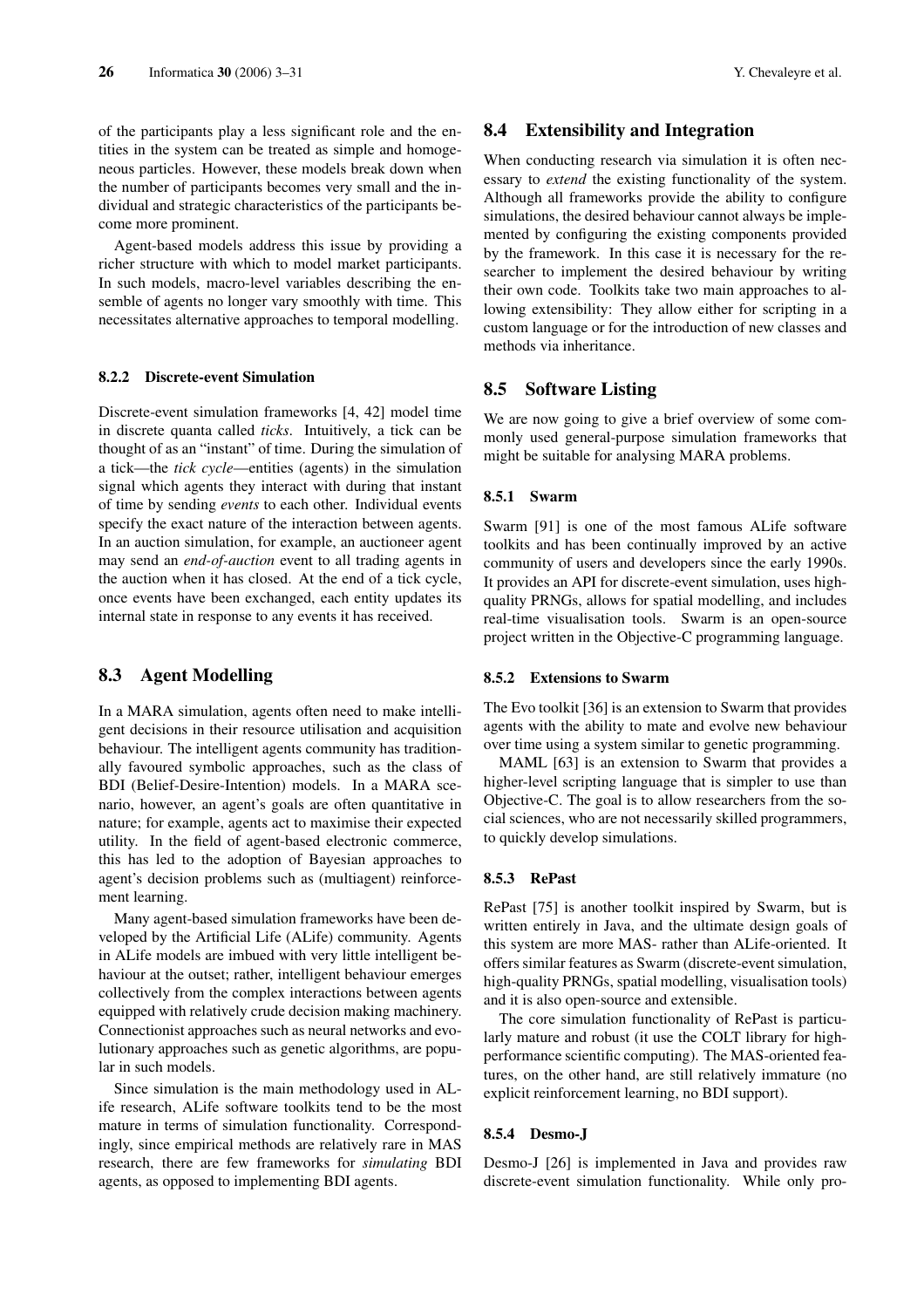of the participants play a less significant role and the entities in the system can be treated as simple and homogeneous particles. However, these models break down when the number of participants becomes very small and the individual and strategic characteristics of the participants become more prominent.

Agent-based models address this issue by providing a richer structure with which to model market participants. In such models, macro-level variables describing the ensemble of agents no longer vary smoothly with time. This necessitates alternative approaches to temporal modelling.

#### 8.2.2 Discrete-event Simulation

Discrete-event simulation frameworks [4, 42] model time in discrete quanta called *ticks*. Intuitively, a tick can be thought of as an "instant" of time. During the simulation of a tick—the *tick cycle*—entities (agents) in the simulation signal which agents they interact with during that instant of time by sending *events* to each other. Individual events specify the exact nature of the interaction between agents. In an auction simulation, for example, an auctioneer agent may send an *end-of-auction* event to all trading agents in the auction when it has closed. At the end of a tick cycle, once events have been exchanged, each entity updates its internal state in response to any events it has received.

### 8.3 Agent Modelling

In a MARA simulation, agents often need to make intelligent decisions in their resource utilisation and acquisition behaviour. The intelligent agents community has traditionally favoured symbolic approaches, such as the class of BDI (Belief-Desire-Intention) models. In a MARA scenario, however, an agent's goals are often quantitative in nature; for example, agents act to maximise their expected utility. In the field of agent-based electronic commerce, this has led to the adoption of Bayesian approaches to agent's decision problems such as (multiagent) reinforcement learning.

Many agent-based simulation frameworks have been developed by the Artificial Life (ALife) community. Agents in ALife models are imbued with very little intelligent behaviour at the outset; rather, intelligent behaviour emerges collectively from the complex interactions between agents equipped with relatively crude decision making machinery. Connectionist approaches such as neural networks and evolutionary approaches such as genetic algorithms, are popular in such models.

Since simulation is the main methodology used in ALife research, ALife software toolkits tend to be the most mature in terms of simulation functionality. Correspondingly, since empirical methods are relatively rare in MAS research, there are few frameworks for *simulating* BDI agents, as opposed to implementing BDI agents.

### 8.4 Extensibility and Integration

When conducting research via simulation it is often necessary to *extend* the existing functionality of the system. Although all frameworks provide the ability to configure simulations, the desired behaviour cannot always be implemented by configuring the existing components provided by the framework. In this case it is necessary for the researcher to implement the desired behaviour by writing their own code. Toolkits take two main approaches to allowing extensibility: They allow either for scripting in a custom language or for the introduction of new classes and methods via inheritance.

### 8.5 Software Listing

We are now going to give a brief overview of some commonly used general-purpose simulation frameworks that might be suitable for analysing MARA problems.

#### 8.5.1 Swarm

Swarm [91] is one of the most famous ALife software toolkits and has been continually improved by an active community of users and developers since the early 1990s. It provides an API for discrete-event simulation, uses high-quality PRNGs, allows for spatial modelling, and includes real-time visualisation tools. Swarm is an open-source project written in the Objective-C programming language.

#### 8.5.2 Extensions to Swarm

The Evo toolkit [36] is an extension to Swarm that provides agents with the ability to mate and evolve new behaviour over time using a system similar to genetic programming.

MAML [63] is an extension to Swarm that provides a higher-level scripting language that is simpler to use than Objective-C. The goal is to allow researchers from the social sciences, who are not necessarily skilled programmers, to quickly develop simulations.

#### 8.5.3 RePast

RePast [75] is another toolkit inspired by Swarm, but is written entirely in Java, and the ultimate design goals of this system are more MAS- rather than ALife-oriented. It offers similar features as Swarm (discrete-event simulation, high-quality PRNGs, spatial modelling, visualisation tools) and it is also open-source and extensible.

The core simulation functionality of RePast is particularly mature and robust (it use the COLT library for high-performance scientific computing). The MAS-oriented features, on the other hand, are still relatively immature (no explicit reinforcement learning, no BDI support).

#### 8.5.4 Desmo-J

Desmo-J [26] is implemented in Java and provides raw discrete-event simulation functionality. While only pro-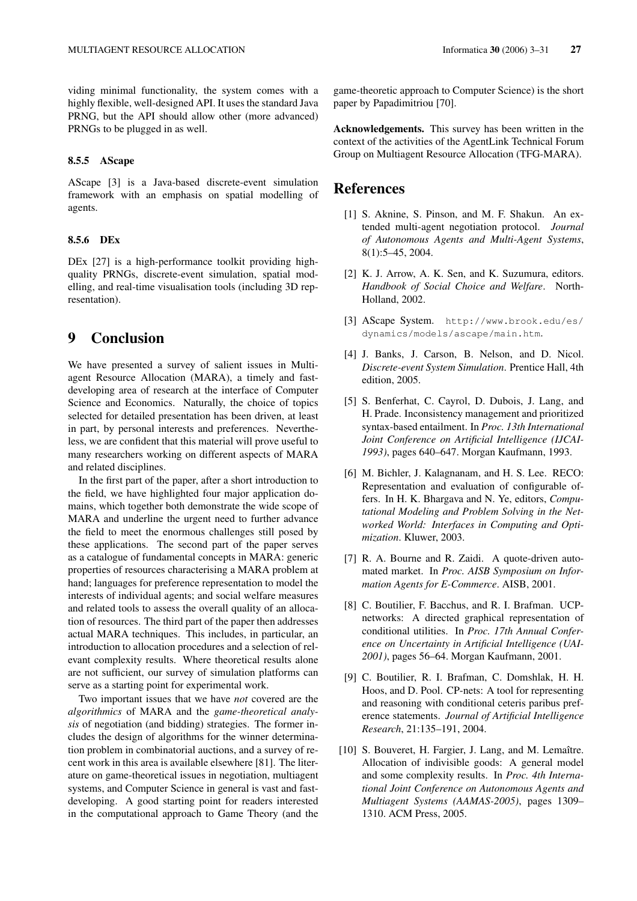viding minimal functionality, the system comes with a highly flexible, well-designed API. It uses the standard Java PRNG, but the API should allow other (more advanced) PRNGs to be plugged in as well.

#### 8.5.5 AScape

AScape [3] is a Java-based discrete-event simulation framework with an emphasis on spatial modelling of agents.

#### 8.5.6 DEx

DEx [27] is a high-performance toolkit providing high-quality PRNGs, discrete-event simulation, spatial modelling, and real-time visualisation tools (including 3D representation).

## 9 Conclusion

We have presented a survey of salient issues in Multiagent Resource Allocation (MARA), a timely and fast-developing area of research at the interface of Computer Science and Economics. Naturally, the choice of topics selected for detailed presentation has been driven, at least in part, by personal interests and preferences. Nevertheless, we are confident that this material will prove useful to many researchers working on different aspects of MARA and related disciplines.

In the first part of the paper, after a short introduction to the field, we have highlighted four major application domains, which together both demonstrate the wide scope of MARA and underline the urgent need to further advance the field to meet the enormous challenges still posed by these applications. The second part of the paper serves as a catalogue of fundamental concepts in MARA: generic properties of resources characterising a MARA problem at hand; languages for preference representation to model the interests of individual agents; and social welfare measures and related tools to assess the overall quality of an allocation of resources. The third part of the paper then addresses actual MARA techniques. This includes, in particular, an introduction to allocation procedures and a selection of relevant complexity results. Where theoretical results alone are not sufficient, our survey of simulation platforms can serve as a starting point for experimental work.

Two important issues that we have *not* covered are the *algorithmics* of MARA and the *game-theoretical analysis* of negotiation (and bidding) strategies. The former includes the design of algorithms for the winner determination problem in combinatorial auctions, and a survey of recent work in this area is available elsewhere [81]. The literature on game-theoretical issues in negotiation, multiagent systems, and Computer Science in general is vast and fast-developing. A good starting point for readers interested in the computational approach to Game Theory (and the game-theoretic approach to Computer Science) is the short paper by Papadimitriou [70].

**Acknowledgements.** This survey has been written in the context of the activities of the AgentLink Technical Forum Group on Multiagent Resource Allocation (TFG-MARA).

## References

[1] S. Aknine, S. Pinson, and M. F. Shakun. An extended multi-agent negotiation protocol. *Journal of Autonomous Agents and Multi-Agent Systems*, 8(1):5–45, 2004.

[2] K. J. Arrow, A. K. Sen, and K. Suzumura, editors. *Handbook of Social Choice and Welfare*. North-Holland, 2002.

[3] AScape System. `http://www.brook.edu/es/dynamics/models/ascape/main.htm`.

[4] J. Banks, J. Carson, B. Nelson, and D. Nicol. *Discrete-event System Simulation*. Prentice Hall, 4th edition, 2005.

[5] S. Benferhat, C. Cayrol, D. Dubois, J. Lang, and H. Prade. Inconsistency management and prioritized syntax-based entailment. In *Proc. 13th International Joint Conference on Artificial Intelligence (IJCAI-1993)*, pages 640–647. Morgan Kaufmann, 1993.

[6] M. Bichler, J. Kalagnanam, and H. S. Lee. RECO: Representation and evaluation of configurable offers. In H. K. Bhargava and N. Ye, editors, *Computational Modeling and Problem Solving in the Networked World: Interfaces in Computing and Optimization*. Kluwer, 2003.

[7] R. A. Bourne and R. Zaidi. A quote-driven automated market. In *Proc. AISB Symposium on Information Agents for E-Commerce*. AISB, 2001.

[8] C. Boutilier, F. Bacchus, and R. I. Brafman. UCP-networks: A directed graphical representation of conditional utilities. In *Proc. 17th Annual Conference on Uncertainty in Artificial Intelligence (UAI-2001)*, pages 56–64. Morgan Kaufmann, 2001.

[9] C. Boutilier, R. I. Brafman, C. Domshlak, H. H. Hoos, and D. Pool. CP-nets: A tool for representing and reasoning with conditional ceteris paribus preference statements. *Journal of Artificial Intelligence Research*, 21:135–191, 2004.

[10] S. Bouveret, H. Fargier, J. Lang, and M. Lemaître. Allocation of indivisible goods: A general model and some complexity results. In *Proc. 4th International Joint Conference on Autonomous Agents and Multiagent Systems (AAMAS-2005)*, pages 1309–1310. ACM Press, 2005.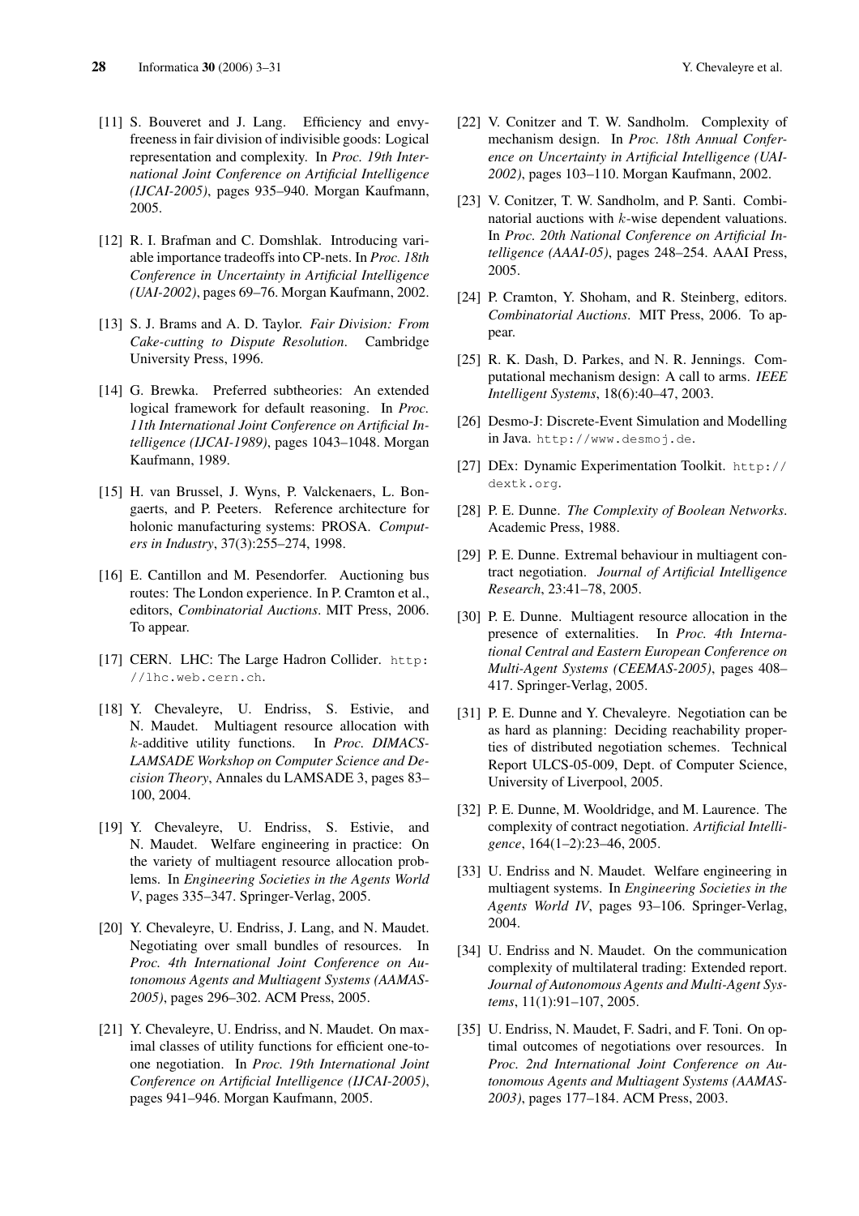[11] S. Bouveret and J. Lang. Efficiency and envy-freeness in fair division of indivisible goods: Logical representation and complexity. In *Proc. 19th International Joint Conference on Artificial Intelligence (IJCAI-2005)*, pages 935–940. Morgan Kaufmann, 2005.

[12] R. I. Brafman and C. Domshlak. Introducing variable importance tradeoffs into CP-nets. In *Proc. 18th Conference in Uncertainty in Artificial Intelligence (UAI-2002)*, pages 69–76. Morgan Kaufmann, 2002.

[13] S. J. Brams and A. D. Taylor. *Fair Division: From Cake-cutting to Dispute Resolution*. Cambridge University Press, 1996.

[14] G. Brewka. Preferred subtheories: An extended logical framework for default reasoning. In *Proc. 11th International Joint Conference on Artificial Intelligence (IJCAI-1989)*, pages 1043–1048. Morgan Kaufmann, 1989.

[15] H. van Brussel, J. Wyns, P. Valckenaers, L. Bongaerts, and P. Peeters. Reference architecture for holonic manufacturing systems: PROSA. *Computers in Industry*, 37(3):255–274, 1998.

[16] E. Cantillon and M. Pesendorfer. Auctioning bus routes: The London experience. In P. Cramton et al., editors, *Combinatorial Auctions*. MIT Press, 2006. To appear.

[17] CERN. LHC: The Large Hadron Collider. http://lhc.web.cern.ch.

[18] Y. Chevaleyre, U. Endriss, S. Estivie, and N. Maudet. Multiagent resource allocation with $k$-additive utility functions. In *Proc. DIMACS-LAMSADE Workshop on Computer Science and Decision Theory*, Annales du LAMSADE 3, pages 83–100, 2004.

[19] Y. Chevaleyre, U. Endriss, S. Estivie, and N. Maudet. Welfare engineering in practice: On the variety of multiagent resource allocation problems. In *Engineering Societies in the Agents World V*, pages 335–347. Springer-Verlag, 2005.

[20] Y. Chevaleyre, U. Endriss, J. Lang, and N. Maudet. Negotiating over small bundles of resources. In *Proc. 4th International Joint Conference on Autonomous Agents and Multiagent Systems (AAMAS-2005)*, pages 296–302. ACM Press, 2005.

[21] Y. Chevaleyre, U. Endriss, and N. Maudet. On maximal classes of utility functions for efficient one-to-one negotiation. In *Proc. 19th International Joint Conference on Artificial Intelligence (IJCAI-2005)*, pages 941–946. Morgan Kaufmann, 2005.

[22] V. Conitzer and T. W. Sandholm. Complexity of mechanism design. In *Proc. 18th Annual Conference on Uncertainty in Artificial Intelligence (UAI-2002)*, pages 103–110. Morgan Kaufmann, 2002.

[23] V. Conitzer, T. W. Sandholm, and P. Santi. Combinatorial auctions with $k$-wise dependent valuations. In *Proc. 20th National Conference on Artificial Intelligence (AAAI-05)*, pages 248–254. AAAI Press, 2005.

[24] P. Cramton, Y. Shoham, and R. Steinberg, editors. *Combinatorial Auctions*. MIT Press, 2006. To appear.

[25] R. K. Dash, D. Parkes, and N. R. Jennings. Computational mechanism design: A call to arms. *IEEE Intelligent Systems*, 18(6):40–47, 2003.

[26] Desmo-J: Discrete-Event Simulation and Modelling in Java. http://www.desmoj.de.

[27] DEx: Dynamic Experimentation Toolkit. http://dextk.org.

[28] P. E. Dunne. *The Complexity of Boolean Networks*. Academic Press, 1988.

[29] P. E. Dunne. Extremal behaviour in multiagent contract negotiation. *Journal of Artificial Intelligence Research*, 23:41–78, 2005.

[30] P. E. Dunne. Multiagent resource allocation in the presence of externalities. In *Proc. 4th International Central and Eastern European Conference on Multi-Agent Systems (CEEMAS-2005)*, pages 408–417. Springer-Verlag, 2005.

[31] P. E. Dunne and Y. Chevaleyre. Negotiation can be as hard as planning: Deciding reachability properties of distributed negotiation schemes. Technical Report ULCS-05-009, Dept. of Computer Science, University of Liverpool, 2005.

[32] P. E. Dunne, M. Wooldridge, and M. Laurence. The complexity of contract negotiation. *Artificial Intelligence*, 164(1–2):23–46, 2005.

[33] U. Endriss and N. Maudet. Welfare engineering in multiagent systems. In *Engineering Societies in the Agents World IV*, pages 93–106. Springer-Verlag, 2004.

[34] U. Endriss and N. Maudet. On the communication complexity of multilateral trading: Extended report. *Journal of Autonomous Agents and Multi-Agent Systems*, 11(1):91–107, 2005.

[35] U. Endriss, N. Maudet, F. Sadri, and F. Toni. On optimal outcomes of negotiations over resources. In *Proc. 2nd International Joint Conference on Autonomous Agents and Multiagent Systems (AAMAS-2003)*, pages 177–184. ACM Press, 2003.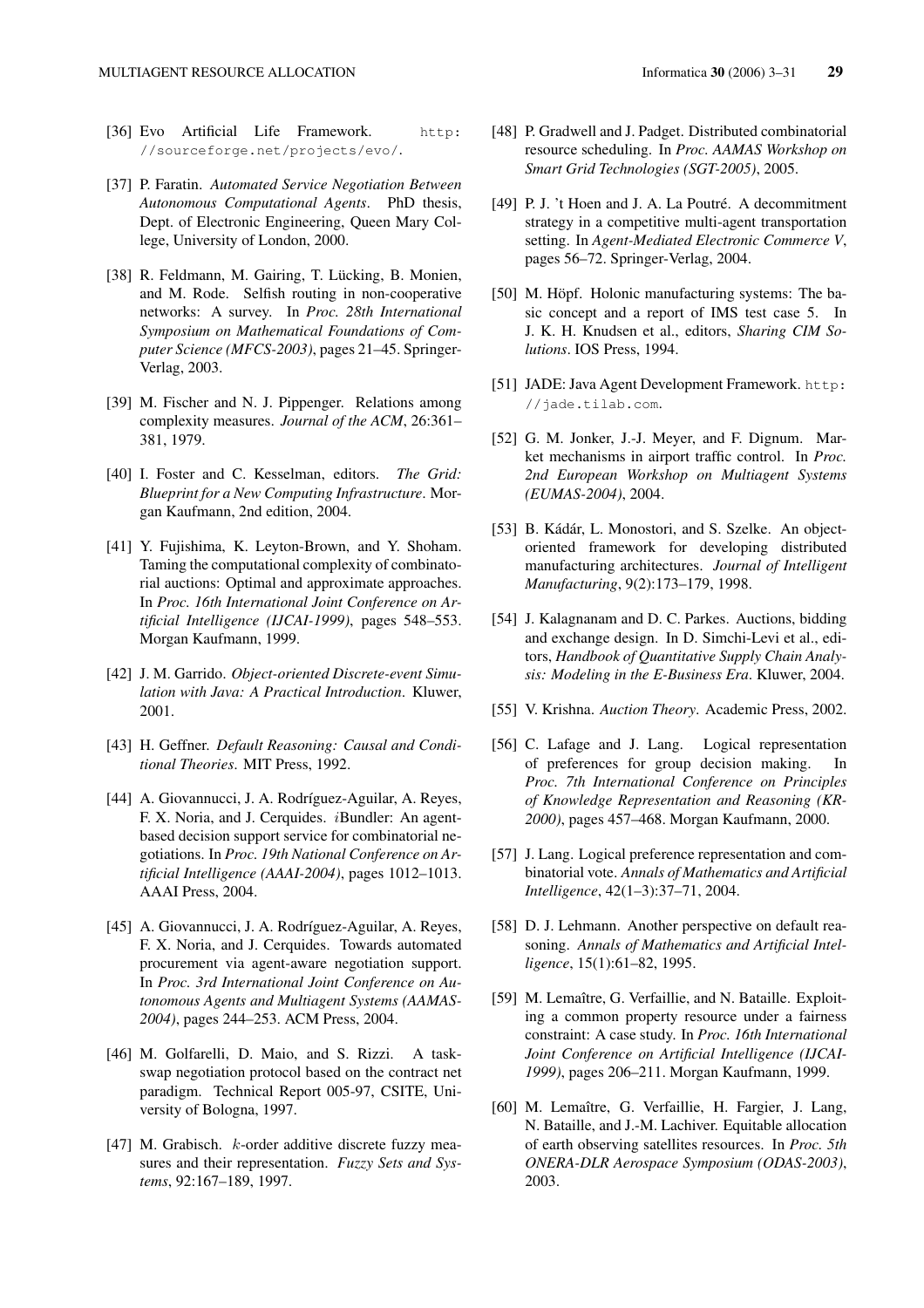[36] Evo Artificial Life Framework. http://sourceforge.net/projects/evo/.

[37] P. Faratin. *Automated Service Negotiation Between Autonomous Computational Agents*. PhD thesis, Dept. of Electronic Engineering, Queen Mary College, University of London, 2000.

[38] R. Feldmann, M. Gairing, T. Lücking, B. Monien, and M. Rode. Selfish routing in non-cooperative networks: A survey. In *Proc. 28th International Symposium on Mathematical Foundations of Computer Science (MFCS-2003)*, pages 21–45. Springer-Verlag, 2003.

[39] M. Fischer and N. J. Pippenger. Relations among complexity measures. *Journal of the ACM*, 26:361–381, 1979.

[40] I. Foster and C. Kesselman, editors. *The Grid: Blueprint for a New Computing Infrastructure*. Morgan Kaufmann, 2nd edition, 2004.

[41] Y. Fujishima, K. Leyton-Brown, and Y. Shoham. Taming the computational complexity of combinatorial auctions: Optimal and approximate approaches. In *Proc. 16th International Joint Conference on Artificial Intelligence (IJCAI-1999)*, pages 548–553. Morgan Kaufmann, 1999.

[42] J. M. Garrido. *Object-oriented Discrete-event Simulation with Java: A Practical Introduction*. Kluwer, 2001.

[43] H. Geffner. *Default Reasoning: Causal and Conditional Theories*. MIT Press, 1992.

[44] A. Giovannucci, J. A. Rodríguez-Aguilar, A. Reyes, F. X. Noria, and J. Cerquides. $i$Bundler: An agent-based decision support service for combinatorial negotiations. In *Proc. 19th National Conference on Artificial Intelligence (AAAI-2004)*, pages 1012–1013. AAAI Press, 2004.

[45] A. Giovannucci, J. A. Rodríguez-Aguilar, A. Reyes, F. X. Noria, and J. Cerquides. Towards automated procurement via agent-aware negotiation support. In *Proc. 3rd International Joint Conference on Autonomous Agents and Multiagent Systems (AAMAS-2004)*, pages 244–253. ACM Press, 2004.

[46] M. Golfarelli, D. Maio, and S. Rizzi. A task-swap negotiation protocol based on the contract net paradigm. Technical Report 005-97, CSITE, University of Bologna, 1997.

[47] M. Grabisch. $k$-order additive discrete fuzzy measures and their representation. *Fuzzy Sets and Systems*, 92:167–189, 1997.

[48] P. Gradwell and J. Padget. Distributed combinatorial resource scheduling. In *Proc. AAMAS Workshop on Smart Grid Technologies (SGT-2005)*, 2005.

[49] P. J. 't Hoen and J. A. La Poutré. A decommitment strategy in a competitive multi-agent transportation setting. In *Agent-Mediated Electronic Commerce V*, pages 56–72. Springer-Verlag, 2004.

[50] M. Höpf. Holonic manufacturing systems: The basic concept and a report of IMS test case 5. In J. K. H. Knudsen et al., editors, *Sharing CIM Solutions*. IOS Press, 1994.

[51] JADE: Java Agent Development Framework. http://jade.tilab.com.

[52] G. M. Jonker, J.-J. Meyer, and F. Dignum. Market mechanisms in airport traffic control. In *Proc. 2nd European Workshop on Multiagent Systems (EUMAS-2004)*, 2004.

[53] B. Kádár, L. Monostori, and S. Szelke. An object-oriented framework for developing distributed manufacturing architectures. *Journal of Intelligent Manufacturing*, 9(2):173–179, 1998.

[54] J. Kalagnanam and D. C. Parkes. Auctions, bidding and exchange design. In D. Simchi-Levi et al., editors, *Handbook of Quantitative Supply Chain Analysis: Modeling in the E-Business Era*. Kluwer, 2004.

[55] V. Krishna. *Auction Theory*. Academic Press, 2002.

[56] C. Lafage and J. Lang. Logical representation of preferences for group decision making. In *Proc. 7th International Conference on Principles of Knowledge Representation and Reasoning (KR-2000)*, pages 457–468. Morgan Kaufmann, 2000.

[57] J. Lang. Logical preference representation and combinatorial vote. *Annals of Mathematics and Artificial Intelligence*, 42(1–3):37–71, 2004.

[58] D. J. Lehmann. Another perspective on default reasoning. *Annals of Mathematics and Artificial Intelligence*, 15(1):61–82, 1995.

[59] M. Lemaître, G. Verfaillie, and N. Bataille. Exploiting a common property resource under a fairness constraint: A case study. In *Proc. 16th International Joint Conference on Artificial Intelligence (IJCAI-1999)*, pages 206–211. Morgan Kaufmann, 1999.

[60] M. Lemaître, G. Verfaillie, H. Fargier, J. Lang, N. Bataille, and J.-M. Lachiver. Equitable allocation of earth observing satellites resources. In *Proc. 5th ONERA-DLR Aerospace Symposium (ODAS-2003)*, 2003.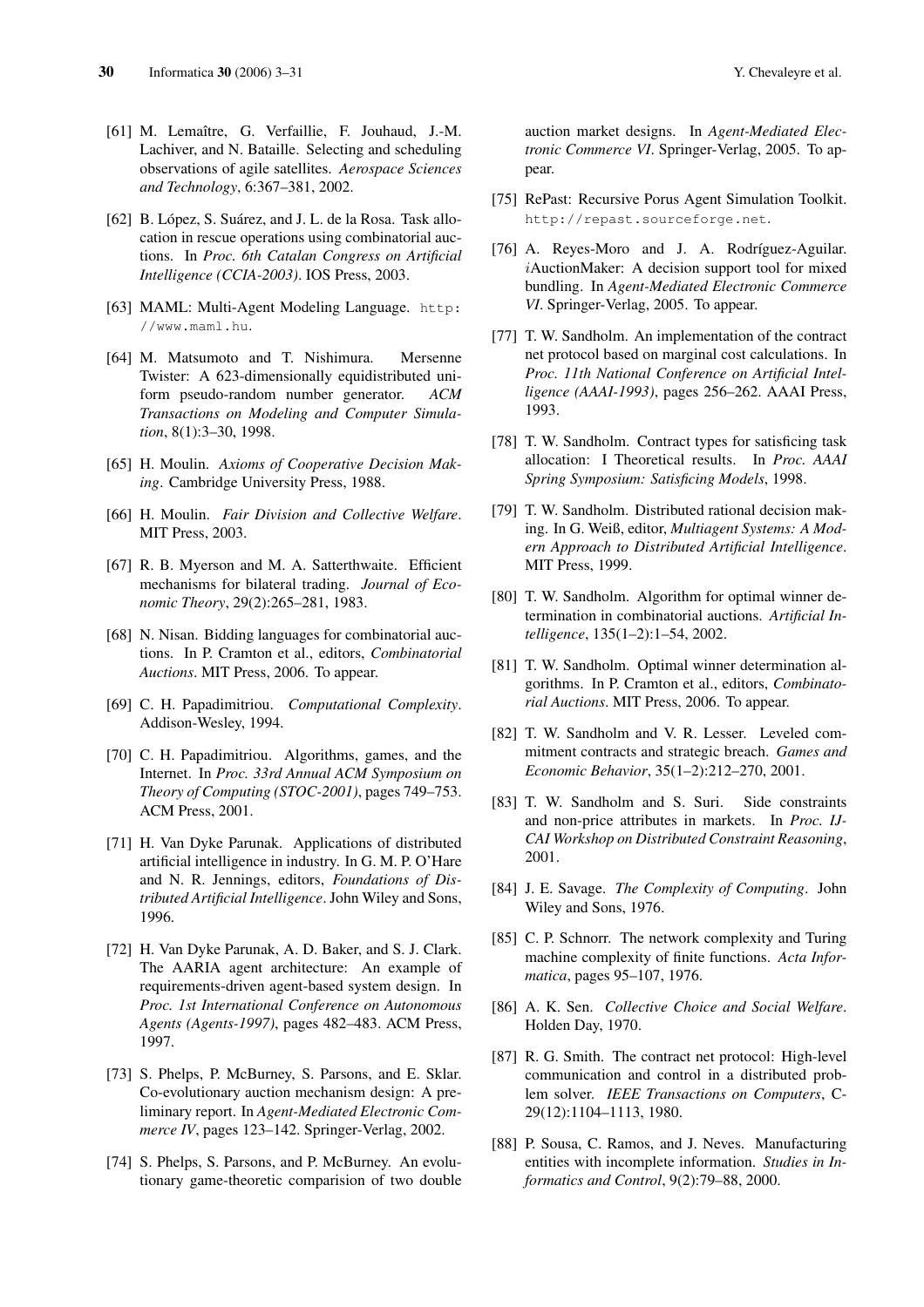[61] M. Lemaître, G. Verfaillie, F. Jouhaud, J.-M. Lachiver, and N. Bataille. Selecting and scheduling observations of agile satellites. *Aerospace Sciences and Technology*, 6:367–381, 2002.

[62] B. López, S. Suárez, and J. L. de la Rosa. Task allocation in rescue operations using combinatorial auctions. In *Proc. 6th Catalan Congress on Artificial Intelligence (CCIA-2003)*. IOS Press, 2003.

[63] MAML: Multi-Agent Modeling Language. http://www.maml.hu.

[64] M. Matsumoto and T. Nishimura. Mersenne Twister: A 623-dimensionally equidistributed uniform pseudo-random number generator. *ACM Transactions on Modeling and Computer Simulation*, 8(1):3–30, 1998.

[65] H. Moulin. *Axioms of Cooperative Decision Making*. Cambridge University Press, 1988.

[66] H. Moulin. *Fair Division and Collective Welfare*. MIT Press, 2003.

[67] R. B. Myerson and M. A. Satterthwaite. Efficient mechanisms for bilateral trading. *Journal of Economic Theory*, 29(2):265–281, 1983.

[68] N. Nisan. Bidding languages for combinatorial auctions. In P. Cramton et al., editors, *Combinatorial Auctions*. MIT Press, 2006. To appear.

[69] C. H. Papadimitriou. *Computational Complexity*. Addison-Wesley, 1994.

[70] C. H. Papadimitriou. Algorithms, games, and the Internet. In *Proc. 33rd Annual ACM Symposium on Theory of Computing (STOC-2001)*, pages 749–753. ACM Press, 2001.

[71] H. Van Dyke Parunak. Applications of distributed artificial intelligence in industry. In G. M. P. O'Hare and N. R. Jennings, editors, *Foundations of Distributed Artificial Intelligence*. John Wiley and Sons, 1996.

[72] H. Van Dyke Parunak, A. D. Baker, and S. J. Clark. The AARIA agent architecture: An example of requirements-driven agent-based system design. In *Proc. 1st International Conference on Autonomous Agents (Agents-1997)*, pages 482–483. ACM Press, 1997.

[73] S. Phelps, P. McBurney, S. Parsons, and E. Sklar. Co-evolutionary auction mechanism design: A preliminary report. In *Agent-Mediated Electronic Commerce IV*, pages 123–142. Springer-Verlag, 2002.

[74] S. Phelps, S. Parsons, and P. McBurney. An evolutionary game-theoretic comparision of two double auction market designs. In *Agent-Mediated Electronic Commerce VI*. Springer-Verlag, 2005. To appear.

[75] RePast: Recursive Porus Agent Simulation Toolkit. http://repast.sourceforge.net.

[76] A. Reyes-Moro and J. A. Rodríguez-Aguilar. *i*AuctionMaker: A decision support tool for mixed bundling. In *Agent-Mediated Electronic Commerce VI*. Springer-Verlag, 2005. To appear.

[77] T. W. Sandholm. An implementation of the contract net protocol based on marginal cost calculations. In *Proc. 11th National Conference on Artificial Intelligence (AAAI-1993)*, pages 256–262. AAAI Press, 1993.

[78] T. W. Sandholm. Contract types for satisficing task allocation: I Theoretical results. In *Proc. AAAI Spring Symposium: Satisficing Models*, 1998.

[79] T. W. Sandholm. Distributed rational decision making. In G. Weiß, editor, *Multiagent Systems: A Modern Approach to Distributed Artificial Intelligence*. MIT Press, 1999.

[80] T. W. Sandholm. Algorithm for optimal winner determination in combinatorial auctions. *Artificial Intelligence*, 135(1–2):1–54, 2002.

[81] T. W. Sandholm. Optimal winner determination algorithms. In P. Cramton et al., editors, *Combinatorial Auctions*. MIT Press, 2006. To appear.

[82] T. W. Sandholm and V. R. Lesser. Leveled commitment contracts and strategic breach. *Games and Economic Behavior*, 35(1–2):212–270, 2001.

[83] T. W. Sandholm and S. Suri. Side constraints and non-price attributes in markets. In *Proc. IJCAI Workshop on Distributed Constraint Reasoning*, 2001.

[84] J. E. Savage. *The Complexity of Computing*. John Wiley and Sons, 1976.

[85] C. P. Schnorr. The network complexity and Turing machine complexity of finite functions. *Acta Informatica*, pages 95–107, 1976.

[86] A. K. Sen. *Collective Choice and Social Welfare*. Holden Day, 1970.

[87] R. G. Smith. The contract net protocol: High-level communication and control in a distributed problem solver. *IEEE Transactions on Computers*, C-29(12):1104–1113, 1980.

[88] P. Sousa, C. Ramos, and J. Neves. Manufacturing entities with incomplete information. *Studies in Informatics and Control*, 9(2):79–88, 2000.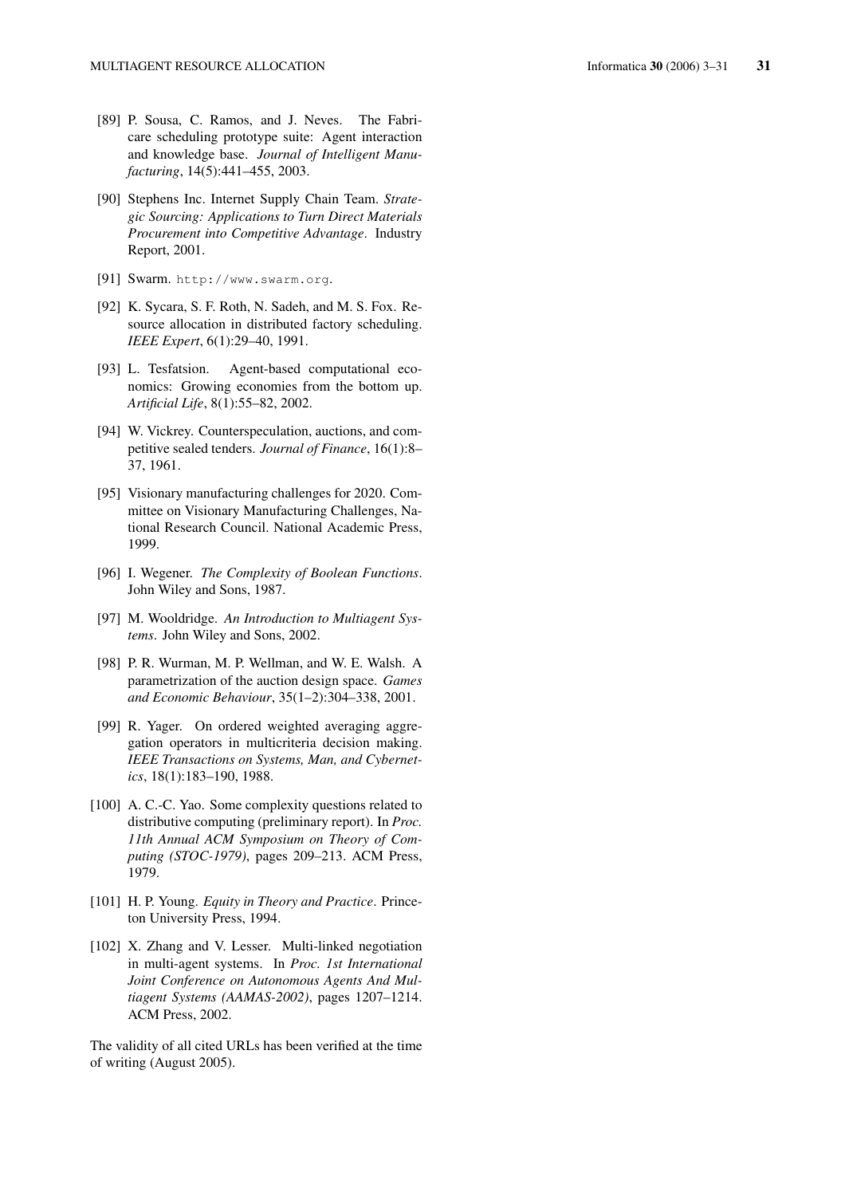[89] P. Sousa, C. Ramos, and J. Neves. The Fabricare scheduling prototype suite: Agent interaction and knowledge base. *Journal of Intelligent Manufacturing*, 14(5):441–455, 2003.

[90] Stephens Inc. Internet Supply Chain Team. *Strategic Sourcing: Applications to Turn Direct Materials Procurement into Competitive Advantage*. Industry Report, 2001.

[91] Swarm. `http://www.swarm.org`.

[92] K. Sycara, S. F. Roth, N. Sadeh, and M. S. Fox. Resource allocation in distributed factory scheduling. *IEEE Expert*, 6(1):29–40, 1991.

[93] L. Tesfatsion. Agent-based computational economics: Growing economies from the bottom up. *Artificial Life*, 8(1):55–82, 2002.

[94] W. Vickrey. Counterspeculation, auctions, and competitive sealed tenders. *Journal of Finance*, 16(1):8–37, 1961.

[95] Visionary manufacturing challenges for 2020. Committee on Visionary Manufacturing Challenges, National Research Council. National Academic Press, 1999.

[96] I. Wegener. *The Complexity of Boolean Functions*. John Wiley and Sons, 1987.

[97] M. Wooldridge. *An Introduction to Multiagent Systems*. John Wiley and Sons, 2002.

[98] P. R. Wurman, M. P. Wellman, and W. E. Walsh. A parametrization of the auction design space. *Games and Economic Behaviour*, 35(1–2):304–338, 2001.

[99] R. Yager. On ordered weighted averaging aggregation operators in multicriteria decision making. *IEEE Transactions on Systems, Man, and Cybernetics*, 18(1):183–190, 1988.

[100] A. C.-C. Yao. Some complexity questions related to distributive computing (preliminary report). In *Proc. 11th Annual ACM Symposium on Theory of Computing (STOC-1979)*, pages 209–213. ACM Press, 1979.

[101] H. P. Young. *Equity in Theory and Practice*. Princeton University Press, 1994.

[102] X. Zhang and V. Lesser. Multi-linked negotiation in multi-agent systems. In *Proc. 1st International Joint Conference on Autonomous Agents And Multiagent Systems (AAMAS-2002)*, pages 1207–1214. ACM Press, 2002.

The validity of all cited URLs has been verified at the time of writing (August 2005).